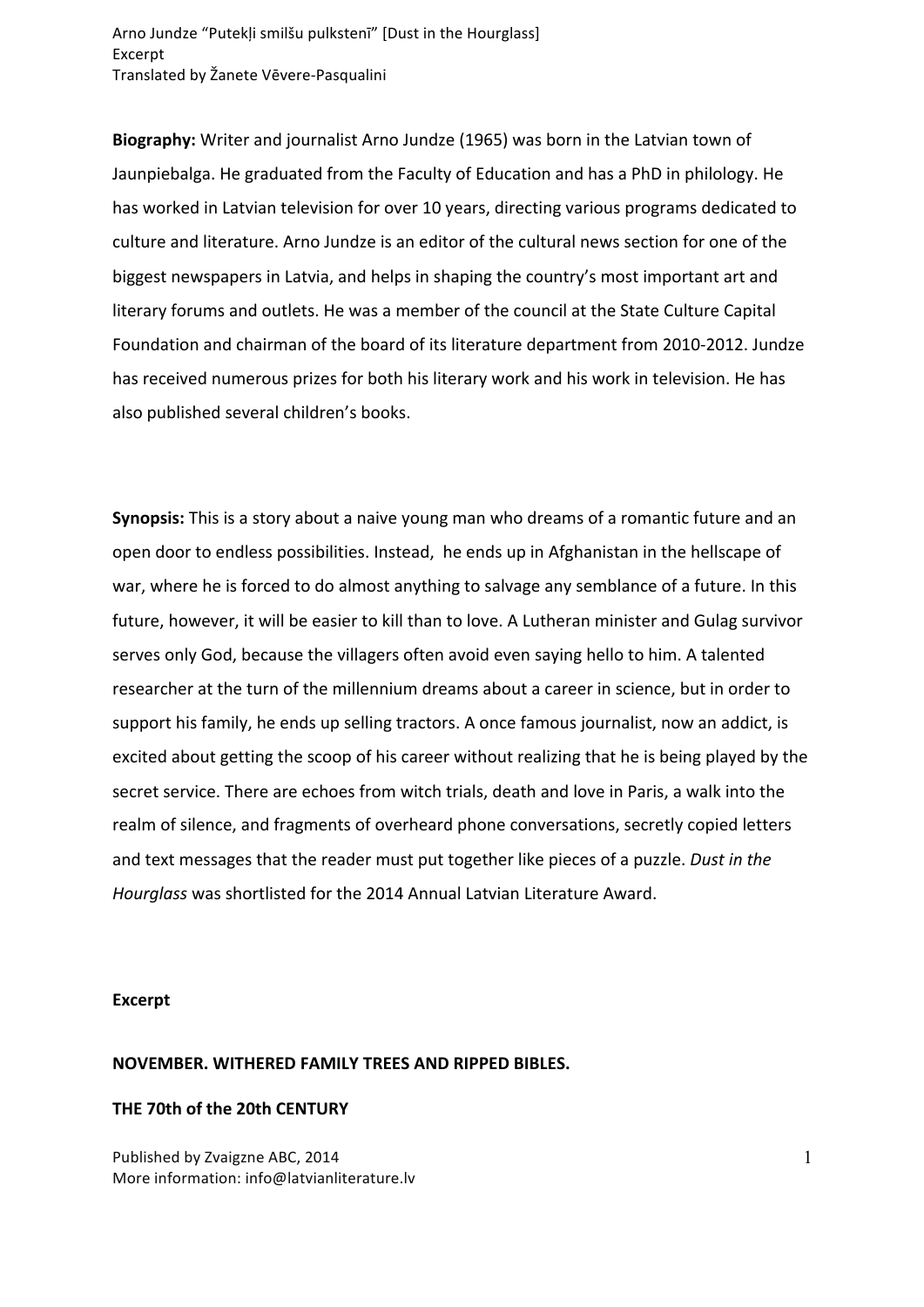Arno Jundze "Putekļi smilšu pulkstenī" [Dust in the Hourglass]
Excerpt
Translated by Žanete Vēvere-Pasqualini

**Biography:** Writer and journalist Arno Jundze (1965) was born in the Latvian town of Jaunpiebalga. He graduated from the Faculty of Education and has a PhD in philology. He has worked in Latvian television for over 10 years, directing various programs dedicated to culture and literature. Arno Jundze is an editor of the cultural news section for one of the biggest newspapers in Latvia, and helps in shaping the country's most important art and literary forums and outlets. He was a member of the council at the State Culture Capital Foundation and chairman of the board of its literature department from 2010-2012. Jundze has received numerous prizes for both his literary work and his work in television. He has also published several children's books.

**Synopsis:** This is a story about a naive young man who dreams of a romantic future and an open door to endless possibilities. Instead, he ends up in Afghanistan in the hellscape of war, where he is forced to do almost anything to salvage any semblance of a future. In this future, however, it will be easier to kill than to love. A Lutheran minister and Gulag survivor serves only God, because the villagers often avoid even saying hello to him. A talented researcher at the turn of the millennium dreams about a career in science, but in order to support his family, he ends up selling tractors. A once famous journalist, now an addict, is excited about getting the scoop of his career without realizing that he is being played by the secret service. There are echoes from witch trials, death and love in Paris, a walk into the realm of silence, and fragments of overheard phone conversations, secretly copied letters and text messages that the reader must put together like pieces of a puzzle. *Dust in the Hourglass* was shortlisted for the 2014 Annual Latvian Literature Award.

## Excerpt

### NOVEMBER. WITHERED FAMILY TREES AND RIPPED BIBLES.

### THE 70th of the 20th CENTURY

Published by Zvaigzne ABC, 2014
More information: info@latvianliterature.lv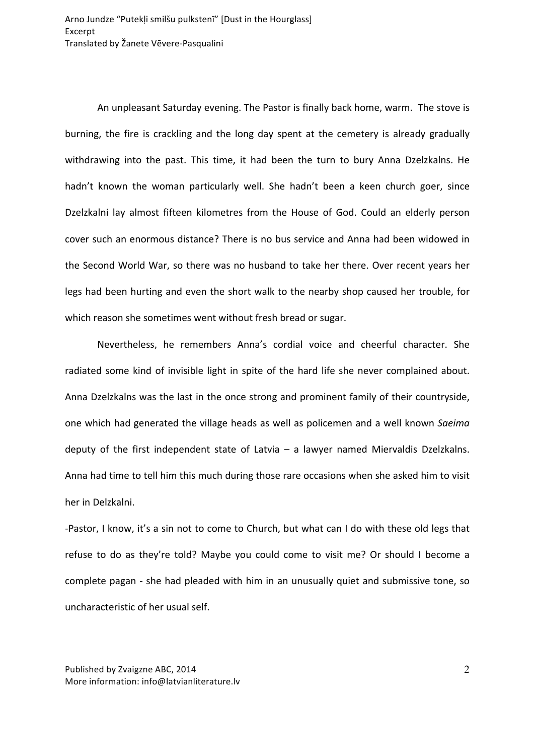An unpleasant Saturday evening. The Pastor is finally back home, warm. The stove is burning, the fire is crackling and the long day spent at the cemetery is already gradually withdrawing into the past. This time, it had been the turn to bury Anna Dzelzkalns. He hadn't known the woman particularly well. She hadn't been a keen church goer, since Dzelzkalni lay almost fifteen kilometres from the House of God. Could an elderly person cover such an enormous distance? There is no bus service and Anna had been widowed in the Second World War, so there was no husband to take her there. Over recent years her legs had been hurting and even the short walk to the nearby shop caused her trouble, for which reason she sometimes went without fresh bread or sugar.

Nevertheless, he remembers Anna's cordial voice and cheerful character. She radiated some kind of invisible light in spite of the hard life she never complained about. Anna Dzelzkalns was the last in the once strong and prominent family of their countryside, one which had generated the village heads as well as policemen and a well known *Saeima* deputy of the first independent state of Latvia – a lawyer named Miervaldis Dzelzkalns. Anna had time to tell him this much during those rare occasions when she asked him to visit her in Delzkalni.

-Pastor, I know, it's a sin not to come to Church, but what can I do with these old legs that refuse to do as they're told? Maybe you could come to visit me? Or should I become a complete pagan - she had pleaded with him in an unusually quiet and submissive tone, so uncharacteristic of her usual self.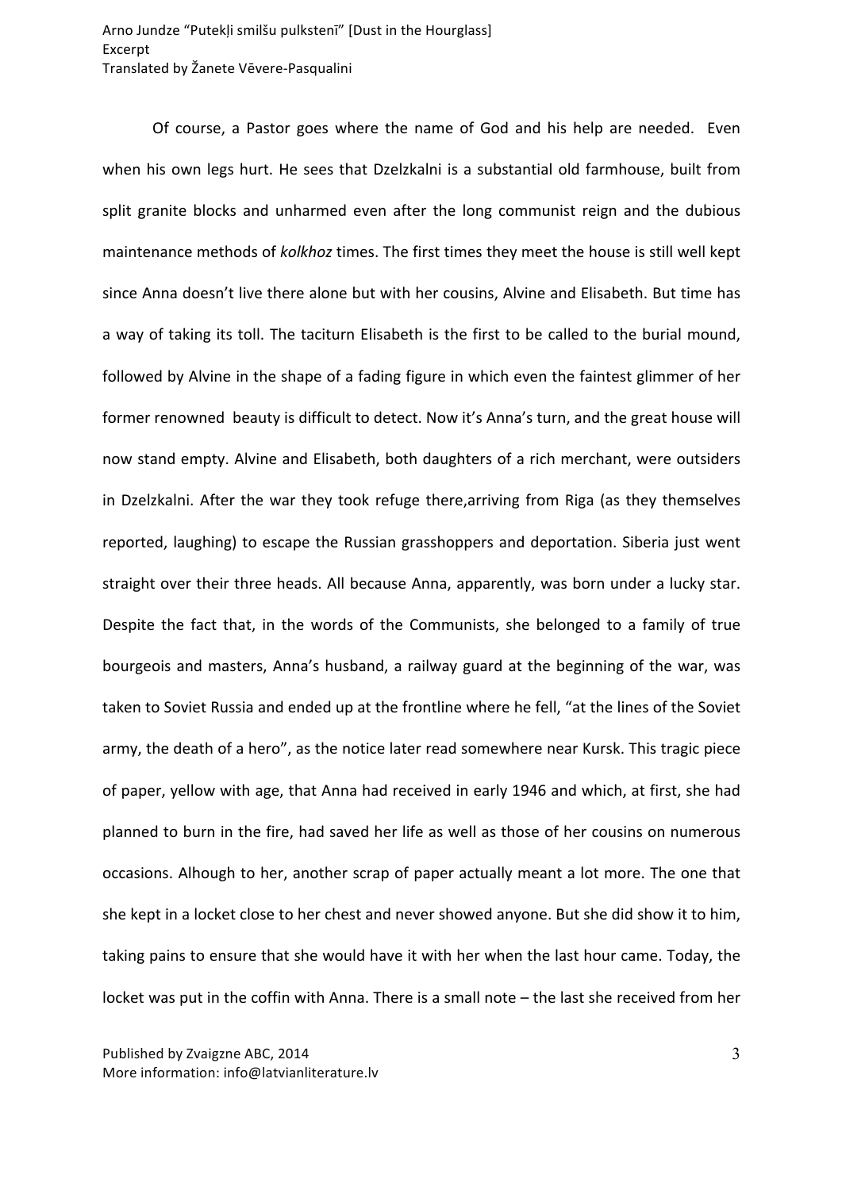Of course, a Pastor goes where the name of God and his help are needed. Even when his own legs hurt. He sees that Dzelzkalni is a substantial old farmhouse, built from split granite blocks and unharmed even after the long communist reign and the dubious maintenance methods of *kolkhoz* times. The first times they meet the house is still well kept since Anna doesn't live there alone but with her cousins, Alvine and Elisabeth. But time has a way of taking its toll. The taciturn Elisabeth is the first to be called to the burial mound, followed by Alvine in the shape of a fading figure in which even the faintest glimmer of her former renowned beauty is difficult to detect. Now it's Anna's turn, and the great house will now stand empty. Alvine and Elisabeth, both daughters of a rich merchant, were outsiders in Dzelzkalni. After the war they took refuge there,arriving from Riga (as they themselves reported, laughing) to escape the Russian grasshoppers and deportation. Siberia just went straight over their three heads. All because Anna, apparently, was born under a lucky star. Despite the fact that, in the words of the Communists, she belonged to a family of true bourgeois and masters, Anna's husband, a railway guard at the beginning of the war, was taken to Soviet Russia and ended up at the frontline where he fell, "at the lines of the Soviet army, the death of a hero", as the notice later read somewhere near Kursk. This tragic piece of paper, yellow with age, that Anna had received in early 1946 and which, at first, she had planned to burn in the fire, had saved her life as well as those of her cousins on numerous occasions. Alhough to her, another scrap of paper actually meant a lot more. The one that she kept in a locket close to her chest and never showed anyone. But she did show it to him, taking pains to ensure that she would have it with her when the last hour came. Today, the locket was put in the coffin with Anna. There is a small note – the last she received from her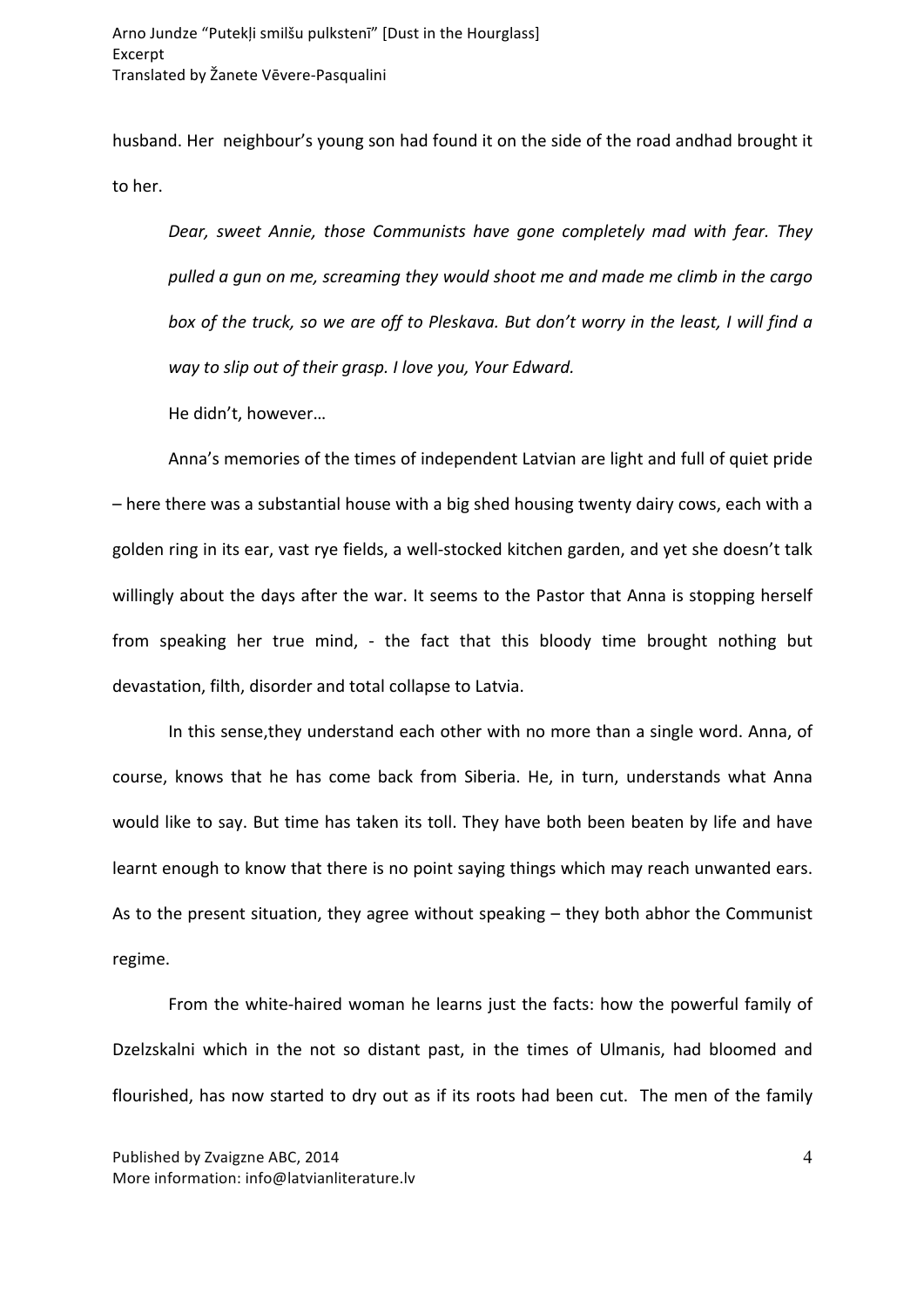husband. Her neighbour's young son had found it on the side of the road andhad brought it to her.

*Dear, sweet Annie, those Communists have gone completely mad with fear. They pulled a gun on me, screaming they would shoot me and made me climb in the cargo box of the truck, so we are off to Pleskava. But don't worry in the least, I will find a way to slip out of their grasp. I love you, Your Edward.*

He didn't, however…

Anna's memories of the times of independent Latvian are light and full of quiet pride – here there was a substantial house with a big shed housing twenty dairy cows, each with a golden ring in its ear, vast rye fields, a well-stocked kitchen garden, and yet she doesn't talk willingly about the days after the war. It seems to the Pastor that Anna is stopping herself from speaking her true mind, - the fact that this bloody time brought nothing but devastation, filth, disorder and total collapse to Latvia.

In this sense,they understand each other with no more than a single word. Anna, of course, knows that he has come back from Siberia. He, in turn, understands what Anna would like to say. But time has taken its toll. They have both been beaten by life and have learnt enough to know that there is no point saying things which may reach unwanted ears. As to the present situation, they agree without speaking – they both abhor the Communist regime.

From the white-haired woman he learns just the facts: how the powerful family of Dzelzskalni which in the not so distant past, in the times of Ulmanis, had bloomed and flourished, has now started to dry out as if its roots had been cut. The men of the family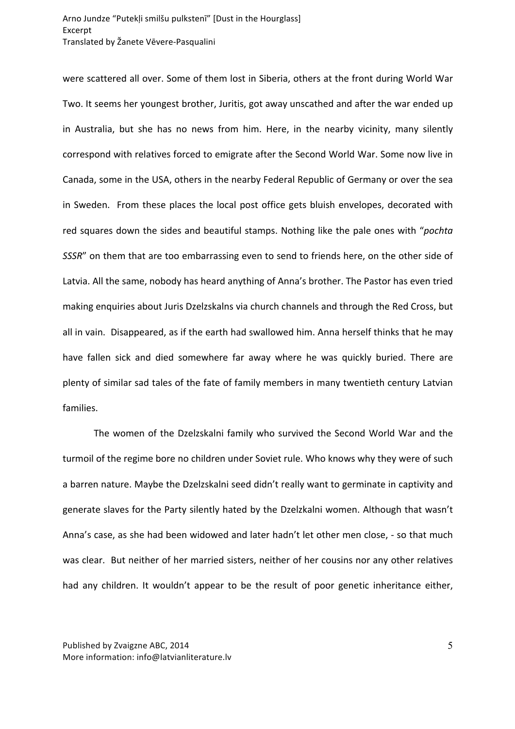were scattered all over. Some of them lost in Siberia, others at the front during World War Two. It seems her youngest brother, Juritis, got away unscathed and after the war ended up in Australia, but she has no news from him. Here, in the nearby vicinity, many silently correspond with relatives forced to emigrate after the Second World War. Some now live in Canada, some in the USA, others in the nearby Federal Republic of Germany or over the sea in Sweden. From these places the local post office gets bluish envelopes, decorated with red squares down the sides and beautiful stamps. Nothing like the pale ones with "*pochta SSSR*" on them that are too embarrassing even to send to friends here, on the other side of Latvia. All the same, nobody has heard anything of Anna's brother. The Pastor has even tried making enquiries about Juris Dzelzskalns via church channels and through the Red Cross, but all in vain. Disappeared, as if the earth had swallowed him. Anna herself thinks that he may have fallen sick and died somewhere far away where he was quickly buried. There are plenty of similar sad tales of the fate of family members in many twentieth century Latvian families.

The women of the Dzelzskalni family who survived the Second World War and the turmoil of the regime bore no children under Soviet rule. Who knows why they were of such a barren nature. Maybe the Dzelzskalni seed didn't really want to germinate in captivity and generate slaves for the Party silently hated by the Dzelzkalni women. Although that wasn't Anna's case, as she had been widowed and later hadn't let other men close, - so that much was clear. But neither of her married sisters, neither of her cousins nor any other relatives had any children. It wouldn't appear to be the result of poor genetic inheritance either,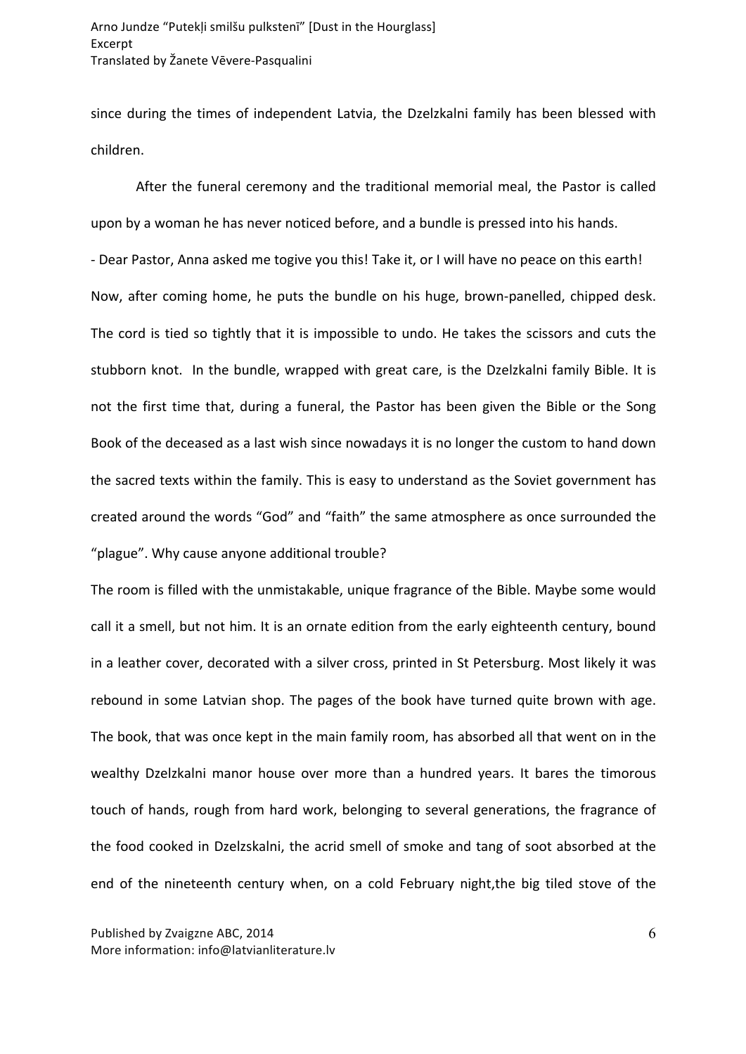since during the times of independent Latvia, the Dzelzkalni family has been blessed with children.

After the funeral ceremony and the traditional memorial meal, the Pastor is called upon by a woman he has never noticed before, and a bundle is pressed into his hands.

- Dear Pastor, Anna asked me togive you this! Take it, or I will have no peace on this earth!

Now, after coming home, he puts the bundle on his huge, brown-panelled, chipped desk. The cord is tied so tightly that it is impossible to undo. He takes the scissors and cuts the stubborn knot. In the bundle, wrapped with great care, is the Dzelzkalni family Bible. It is not the first time that, during a funeral, the Pastor has been given the Bible or the Song Book of the deceased as a last wish since nowadays it is no longer the custom to hand down the sacred texts within the family. This is easy to understand as the Soviet government has created around the words "God" and "faith" the same atmosphere as once surrounded the "plague". Why cause anyone additional trouble?

The room is filled with the unmistakable, unique fragrance of the Bible. Maybe some would call it a smell, but not him. It is an ornate edition from the early eighteenth century, bound in a leather cover, decorated with a silver cross, printed in St Petersburg. Most likely it was rebound in some Latvian shop. The pages of the book have turned quite brown with age. The book, that was once kept in the main family room, has absorbed all that went on in the wealthy Dzelzkalni manor house over more than a hundred years. It bares the timorous touch of hands, rough from hard work, belonging to several generations, the fragrance of the food cooked in Dzelzskalni, the acrid smell of smoke and tang of soot absorbed at the end of the nineteenth century when, on a cold February night,the big tiled stove of the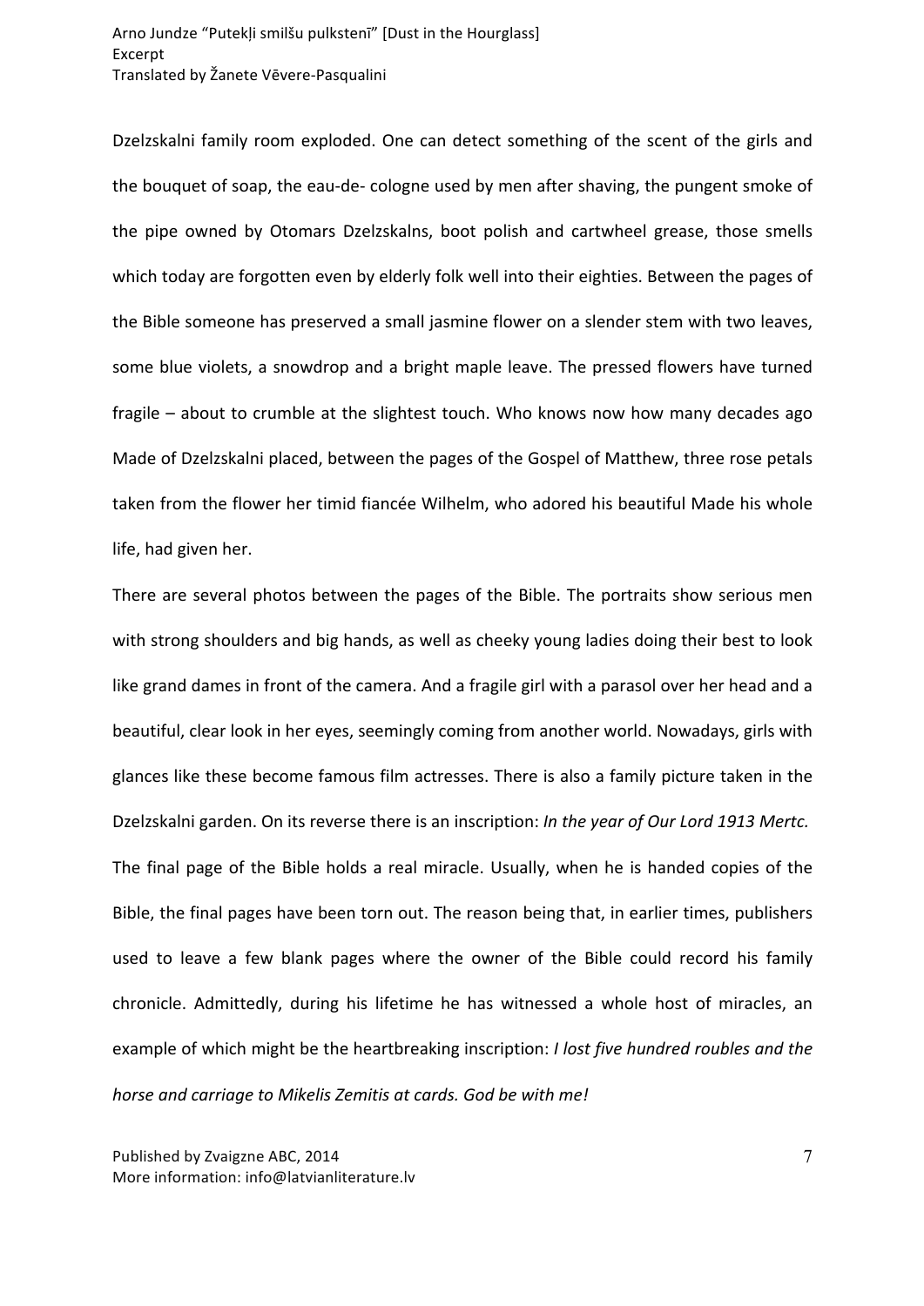Dzelzskalni family room exploded. One can detect something of the scent of the girls and the bouquet of soap, the eau-de- cologne used by men after shaving, the pungent smoke of the pipe owned by Otomars Dzelzskalns, boot polish and cartwheel grease, those smells which today are forgotten even by elderly folk well into their eighties. Between the pages of the Bible someone has preserved a small jasmine flower on a slender stem with two leaves, some blue violets, a snowdrop and a bright maple leave. The pressed flowers have turned fragile – about to crumble at the slightest touch. Who knows now how many decades ago Made of Dzelzskalni placed, between the pages of the Gospel of Matthew, three rose petals taken from the flower her timid fiancée Wilhelm, who adored his beautiful Made his whole life, had given her.

There are several photos between the pages of the Bible. The portraits show serious men with strong shoulders and big hands, as well as cheeky young ladies doing their best to look like grand dames in front of the camera. And a fragile girl with a parasol over her head and a beautiful, clear look in her eyes, seemingly coming from another world. Nowadays, girls with glances like these become famous film actresses. There is also a family picture taken in the Dzelzskalni garden. On its reverse there is an inscription: *In the year of Our Lord 1913 Mertc.*

The final page of the Bible holds a real miracle. Usually, when he is handed copies of the Bible, the final pages have been torn out. The reason being that, in earlier times, publishers used to leave a few blank pages where the owner of the Bible could record his family chronicle. Admittedly, during his lifetime he has witnessed a whole host of miracles, an example of which might be the heartbreaking inscription: *I lost five hundred roubles and the horse and carriage to Mikelis Zemitis at cards. God be with me!*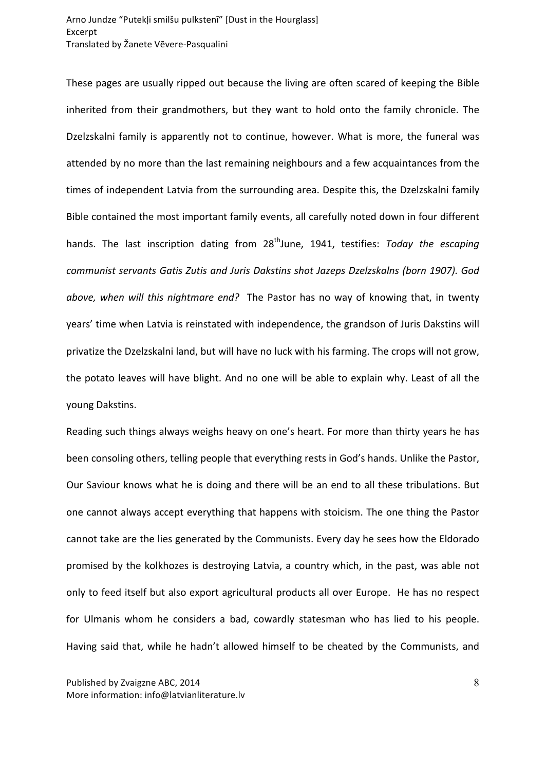These pages are usually ripped out because the living are often scared of keeping the Bible inherited from their grandmothers, but they want to hold onto the family chronicle. The Dzelzskalni family is apparently not to continue, however. What is more, the funeral was attended by no more than the last remaining neighbours and a few acquaintances from the times of independent Latvia from the surrounding area. Despite this, the Dzelzskalni family Bible contained the most important family events, all carefully noted down in four different hands. The last inscription dating from 28th June, 1941, testifies: *Today the escaping communist servants Gatis Zutis and Juris Dakstins shot Jazeps Dzelzskalns (born 1907). God above, when will this nightmare end?* The Pastor has no way of knowing that, in twenty years' time when Latvia is reinstated with independence, the grandson of Juris Dakstins will privatize the Dzelzskalni land, but will have no luck with his farming. The crops will not grow, the potato leaves will have blight. And no one will be able to explain why. Least of all the young Dakstins.

Reading such things always weighs heavy on one's heart. For more than thirty years he has been consoling others, telling people that everything rests in God's hands. Unlike the Pastor, Our Saviour knows what he is doing and there will be an end to all these tribulations. But one cannot always accept everything that happens with stoicism. The one thing the Pastor cannot take are the lies generated by the Communists. Every day he sees how the Eldorado promised by the kolkhozes is destroying Latvia, a country which, in the past, was able not only to feed itself but also export agricultural products all over Europe. He has no respect for Ulmanis whom he considers a bad, cowardly statesman who has lied to his people. Having said that, while he hadn't allowed himself to be cheated by the Communists, and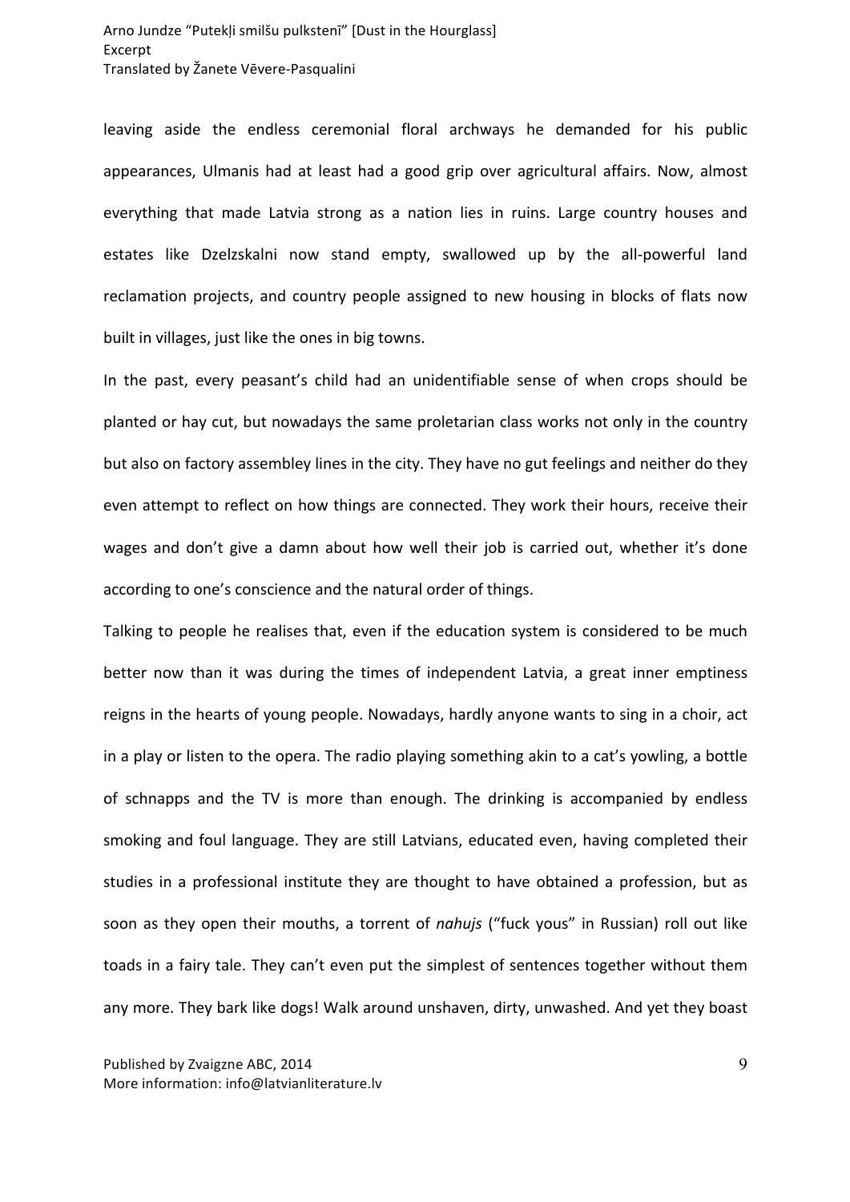leaving aside the endless ceremonial floral archways he demanded for his public appearances, Ulmanis had at least had a good grip over agricultural affairs. Now, almost everything that made Latvia strong as a nation lies in ruins. Large country houses and estates like Dzelzskalni now stand empty, swallowed up by the all-powerful land reclamation projects, and country people assigned to new housing in blocks of flats now built in villages, just like the ones in big towns.

In the past, every peasant's child had an unidentifiable sense of when crops should be planted or hay cut, but nowadays the same proletarian class works not only in the country but also on factory assembley lines in the city. They have no gut feelings and neither do they even attempt to reflect on how things are connected. They work their hours, receive their wages and don't give a damn about how well their job is carried out, whether it's done according to one's conscience and the natural order of things.

Talking to people he realises that, even if the education system is considered to be much better now than it was during the times of independent Latvia, a great inner emptiness reigns in the hearts of young people. Nowadays, hardly anyone wants to sing in a choir, act in a play or listen to the opera. The radio playing something akin to a cat's yowling, a bottle of schnapps and the TV is more than enough. The drinking is accompanied by endless smoking and foul language. They are still Latvians, educated even, having completed their studies in a professional institute they are thought to have obtained a profession, but as soon as they open their mouths, a torrent of *nahujs* ("fuck yous" in Russian) roll out like toads in a fairy tale. They can't even put the simplest of sentences together without them any more. They bark like dogs! Walk around unshaven, dirty, unwashed. And yet they boast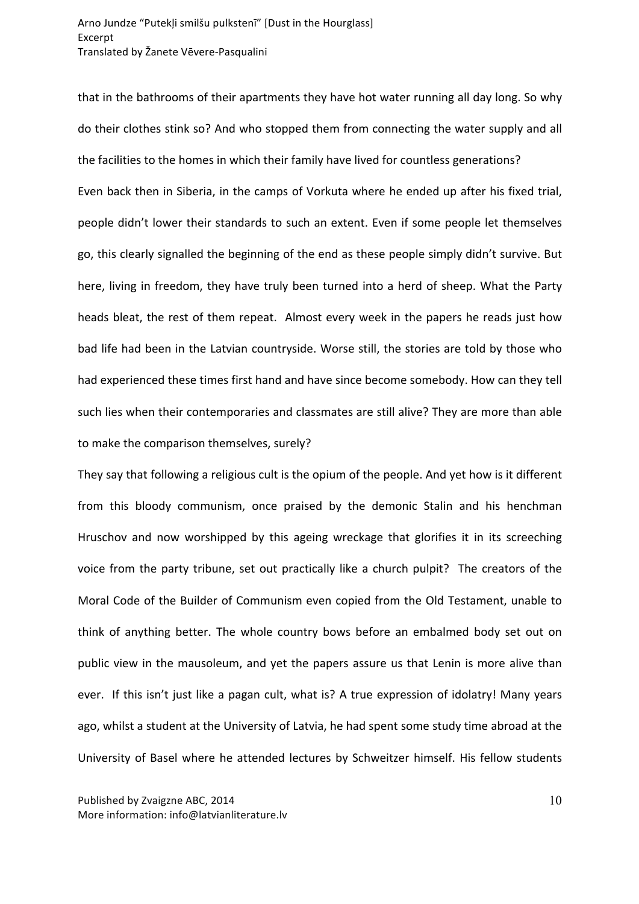that in the bathrooms of their apartments they have hot water running all day long. So why do their clothes stink so? And who stopped them from connecting the water supply and all the facilities to the homes in which their family have lived for countless generations?

Even back then in Siberia, in the camps of Vorkuta where he ended up after his fixed trial, people didn't lower their standards to such an extent. Even if some people let themselves go, this clearly signalled the beginning of the end as these people simply didn't survive. But here, living in freedom, they have truly been turned into a herd of sheep. What the Party heads bleat, the rest of them repeat. Almost every week in the papers he reads just how bad life had been in the Latvian countryside. Worse still, the stories are told by those who had experienced these times first hand and have since become somebody. How can they tell such lies when their contemporaries and classmates are still alive? They are more than able to make the comparison themselves, surely?

They say that following a religious cult is the opium of the people. And yet how is it different from this bloody communism, once praised by the demonic Stalin and his henchman Hruschov and now worshipped by this ageing wreckage that glorifies it in its screeching voice from the party tribune, set out practically like a church pulpit? The creators of the Moral Code of the Builder of Communism even copied from the Old Testament, unable to think of anything better. The whole country bows before an embalmed body set out on public view in the mausoleum, and yet the papers assure us that Lenin is more alive than ever. If this isn't just like a pagan cult, what is? A true expression of idolatry! Many years ago, whilst a student at the University of Latvia, he had spent some study time abroad at the University of Basel where he attended lectures by Schweitzer himself. His fellow students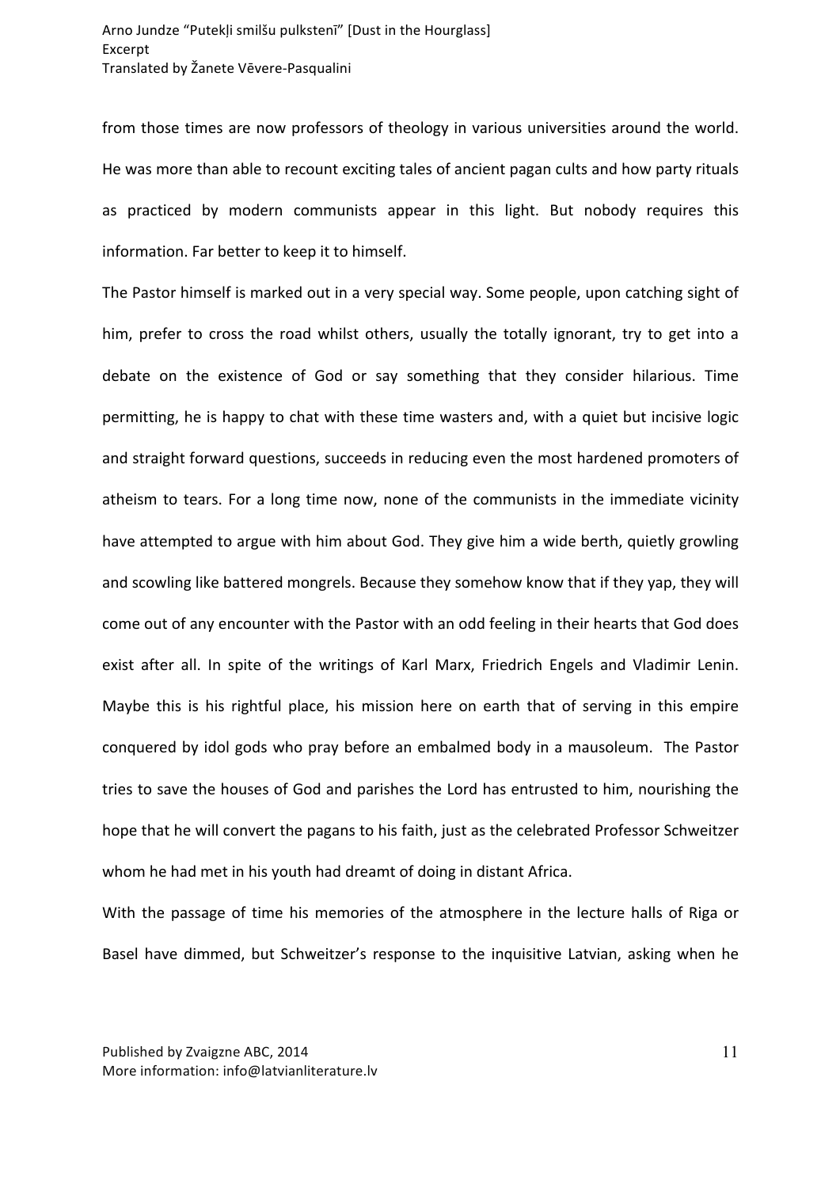from those times are now professors of theology in various universities around the world. He was more than able to recount exciting tales of ancient pagan cults and how party rituals as practiced by modern communists appear in this light. But nobody requires this information. Far better to keep it to himself.

The Pastor himself is marked out in a very special way. Some people, upon catching sight of him, prefer to cross the road whilst others, usually the totally ignorant, try to get into a debate on the existence of God or say something that they consider hilarious. Time permitting, he is happy to chat with these time wasters and, with a quiet but incisive logic and straight forward questions, succeeds in reducing even the most hardened promoters of atheism to tears. For a long time now, none of the communists in the immediate vicinity have attempted to argue with him about God. They give him a wide berth, quietly growling and scowling like battered mongrels. Because they somehow know that if they yap, they will come out of any encounter with the Pastor with an odd feeling in their hearts that God does exist after all. In spite of the writings of Karl Marx, Friedrich Engels and Vladimir Lenin. Maybe this is his rightful place, his mission here on earth that of serving in this empire conquered by idol gods who pray before an embalmed body in a mausoleum. The Pastor tries to save the houses of God and parishes the Lord has entrusted to him, nourishing the hope that he will convert the pagans to his faith, just as the celebrated Professor Schweitzer whom he had met in his youth had dreamt of doing in distant Africa.

With the passage of time his memories of the atmosphere in the lecture halls of Riga or Basel have dimmed, but Schweitzer's response to the inquisitive Latvian, asking when he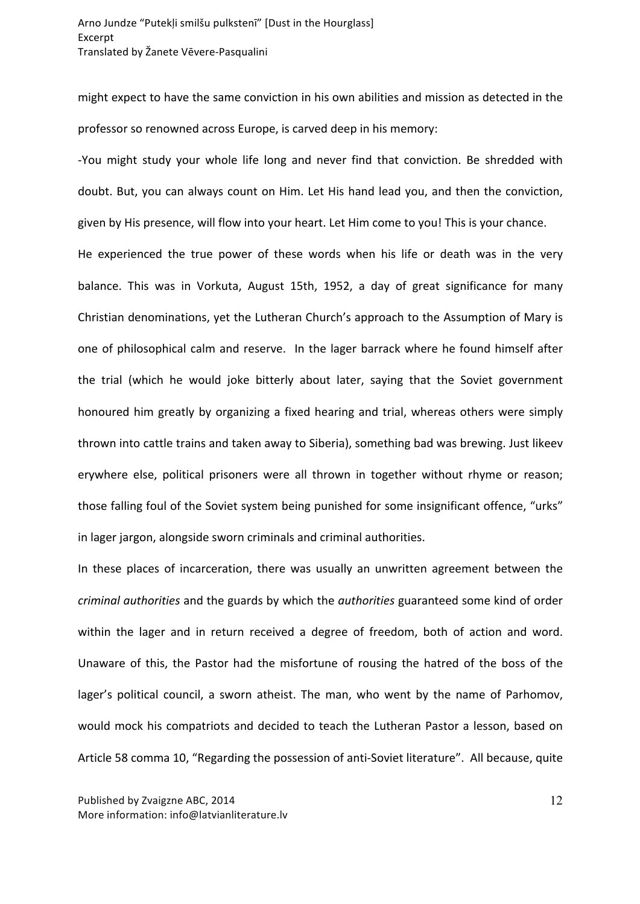might expect to have the same conviction in his own abilities and mission as detected in the professor so renowned across Europe, is carved deep in his memory:

-You might study your whole life long and never find that conviction. Be shredded with doubt. But, you can always count on Him. Let His hand lead you, and then the conviction, given by His presence, will flow into your heart. Let Him come to you! This is your chance.

He experienced the true power of these words when his life or death was in the very balance. This was in Vorkuta, August 15th, 1952, a day of great significance for many Christian denominations, yet the Lutheran Church's approach to the Assumption of Mary is one of philosophical calm and reserve. In the lager barrack where he found himself after the trial (which he would joke bitterly about later, saying that the Soviet government honoured him greatly by organizing a fixed hearing and trial, whereas others were simply thrown into cattle trains and taken away to Siberia), something bad was brewing. Just likeev erywhere else, political prisoners were all thrown in together without rhyme or reason; those falling foul of the Soviet system being punished for some insignificant offence, "urks" in lager jargon, alongside sworn criminals and criminal authorities.

In these places of incarceration, there was usually an unwritten agreement between the *criminal authorities* and the guards by which the *authorities* guaranteed some kind of order within the lager and in return received a degree of freedom, both of action and word. Unaware of this, the Pastor had the misfortune of rousing the hatred of the boss of the lager's political council, a sworn atheist. The man, who went by the name of Parhomov, would mock his compatriots and decided to teach the Lutheran Pastor a lesson, based on Article 58 comma 10, "Regarding the possession of anti-Soviet literature". All because, quite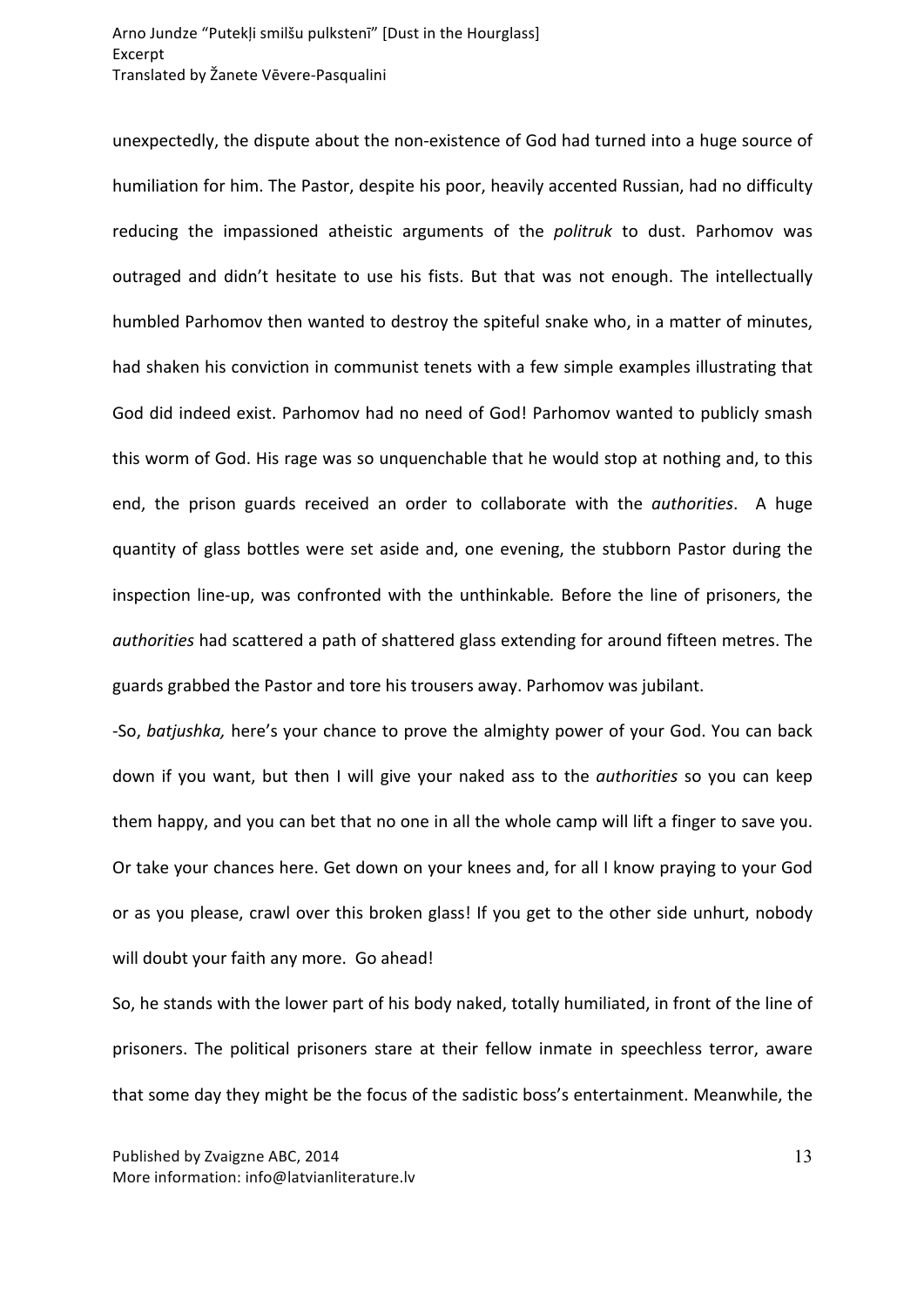unexpectedly, the dispute about the non-existence of God had turned into a huge source of humiliation for him. The Pastor, despite his poor, heavily accented Russian, had no difficulty reducing the impassioned atheistic arguments of the *politruk* to dust. Parhomov was outraged and didn't hesitate to use his fists. But that was not enough. The intellectually humbled Parhomov then wanted to destroy the spiteful snake who, in a matter of minutes, had shaken his conviction in communist tenets with a few simple examples illustrating that God did indeed exist. Parhomov had no need of God! Parhomov wanted to publicly smash this worm of God. His rage was so unquenchable that he would stop at nothing and, to this end, the prison guards received an order to collaborate with the *authorities*. A huge quantity of glass bottles were set aside and, one evening, the stubborn Pastor during the inspection line-up, was confronted with the unthinkable*.* Before the line of prisoners, the *authorities* had scattered a path of shattered glass extending for around fifteen metres. The guards grabbed the Pastor and tore his trousers away. Parhomov was jubilant.

-So, *batjushka,* here's your chance to prove the almighty power of your God. You can back down if you want, but then I will give your naked ass to the *authorities* so you can keep them happy, and you can bet that no one in all the whole camp will lift a finger to save you. Or take your chances here. Get down on your knees and, for all I know praying to your God or as you please, crawl over this broken glass! If you get to the other side unhurt, nobody will doubt your faith any more. Go ahead!

So, he stands with the lower part of his body naked, totally humiliated, in front of the line of prisoners. The political prisoners stare at their fellow inmate in speechless terror, aware that some day they might be the focus of the sadistic boss's entertainment. Meanwhile, the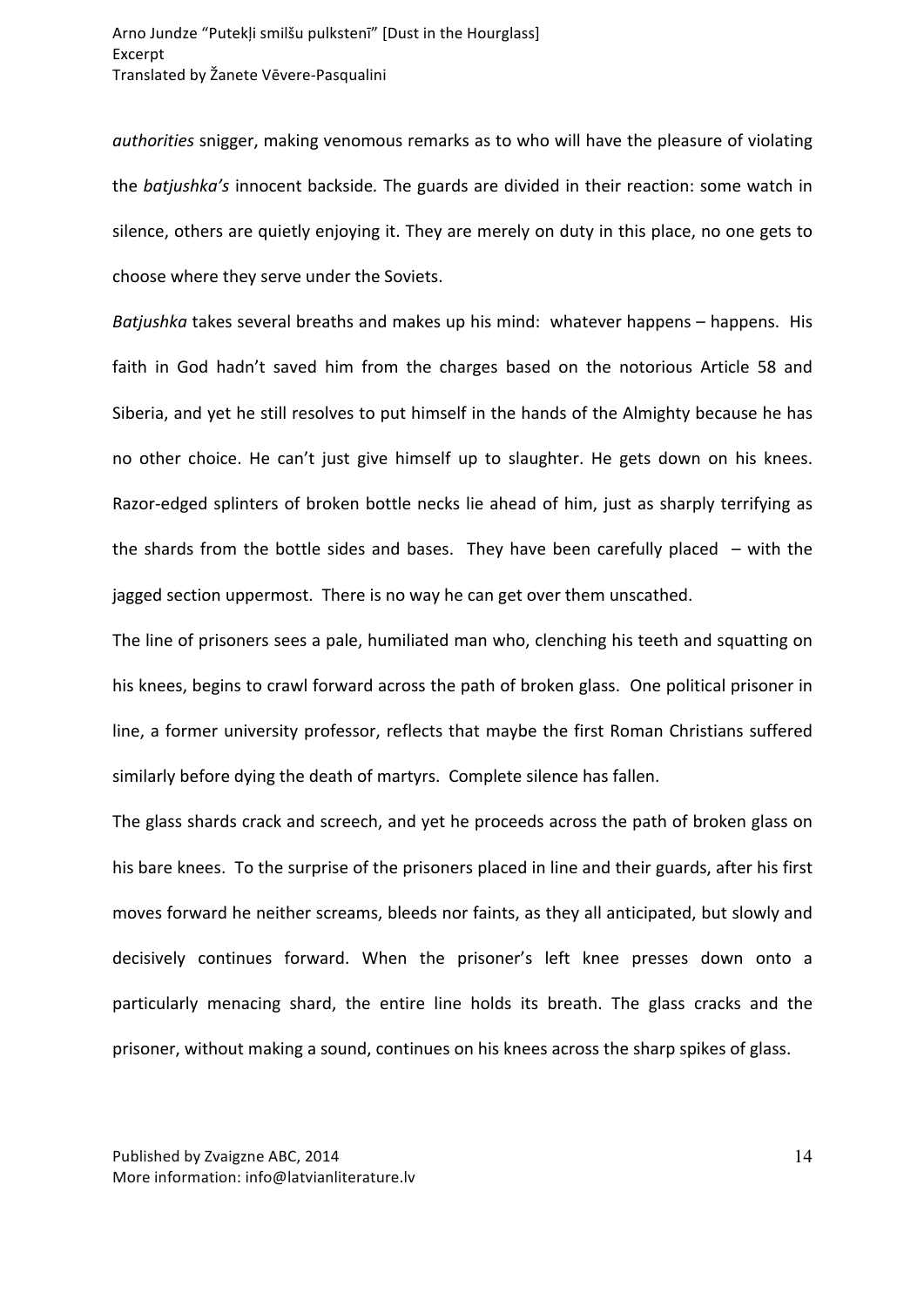*authorities* snigger, making venomous remarks as to who will have the pleasure of violating the *batjushka's* innocent backside. The guards are divided in their reaction: some watch in silence, others are quietly enjoying it. They are merely on duty in this place, no one gets to choose where they serve under the Soviets.

*Batjushka* takes several breaths and makes up his mind: whatever happens – happens. His faith in God hadn't saved him from the charges based on the notorious Article 58 and Siberia, and yet he still resolves to put himself in the hands of the Almighty because he has no other choice. He can't just give himself up to slaughter. He gets down on his knees. Razor-edged splinters of broken bottle necks lie ahead of him, just as sharply terrifying as the shards from the bottle sides and bases. They have been carefully placed – with the jagged section uppermost. There is no way he can get over them unscathed.

The line of prisoners sees a pale, humiliated man who, clenching his teeth and squatting on his knees, begins to crawl forward across the path of broken glass. One political prisoner in line, a former university professor, reflects that maybe the first Roman Christians suffered similarly before dying the death of martyrs. Complete silence has fallen.

The glass shards crack and screech, and yet he proceeds across the path of broken glass on his bare knees. To the surprise of the prisoners placed in line and their guards, after his first moves forward he neither screams, bleeds nor faints, as they all anticipated, but slowly and decisively continues forward. When the prisoner's left knee presses down onto a particularly menacing shard, the entire line holds its breath. The glass cracks and the prisoner, without making a sound, continues on his knees across the sharp spikes of glass.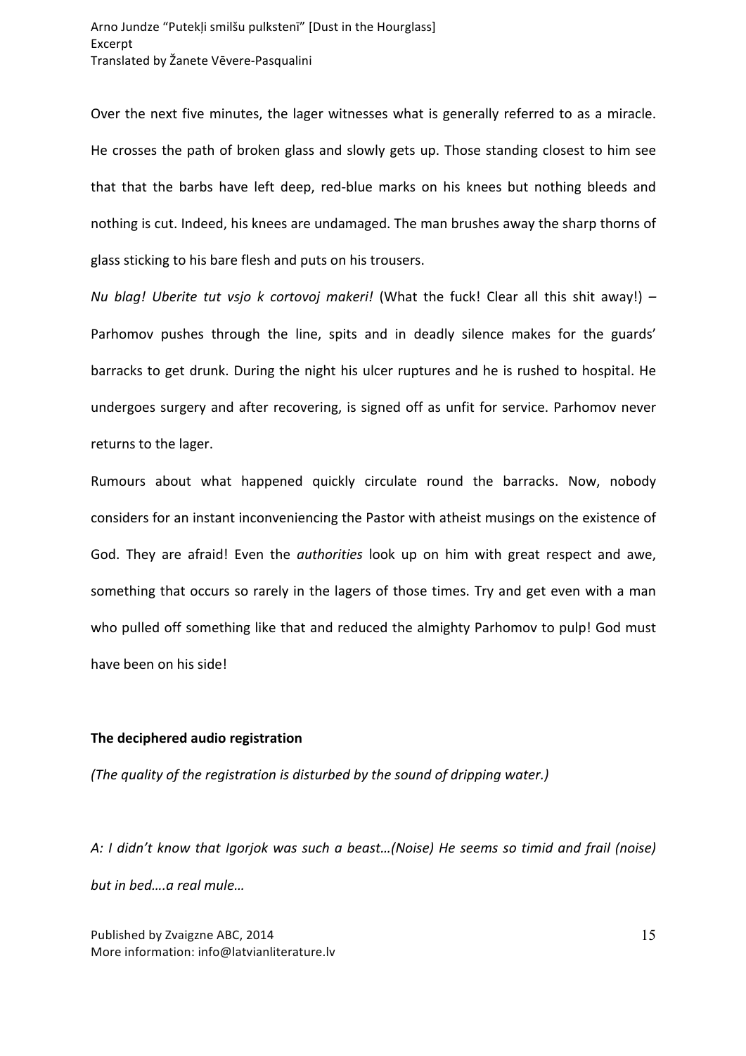Over the next five minutes, the lager witnesses what is generally referred to as a miracle. He crosses the path of broken glass and slowly gets up. Those standing closest to him see that that the barbs have left deep, red-blue marks on his knees but nothing bleeds and nothing is cut. Indeed, his knees are undamaged. The man brushes away the sharp thorns of glass sticking to his bare flesh and puts on his trousers.

*Nu blag! Uberite tut vsjo k cortovoj makeri!* (What the fuck! Clear all this shit away!) – Parhomov pushes through the line, spits and in deadly silence makes for the guards' barracks to get drunk. During the night his ulcer ruptures and he is rushed to hospital. He undergoes surgery and after recovering, is signed off as unfit for service. Parhomov never returns to the lager.

Rumours about what happened quickly circulate round the barracks. Now, nobody considers for an instant inconveniencing the Pastor with atheist musings on the existence of God. They are afraid! Even the *authorities* look up on him with great respect and awe, something that occurs so rarely in the lagers of those times. Try and get even with a man who pulled off something like that and reduced the almighty Parhomov to pulp! God must have been on his side!

**The deciphered audio registration**

*(The quality of the registration is disturbed by the sound of dripping water.)*

*A: I didn't know that Igorjok was such a beast…(Noise) He seems so timid and frail (noise) but in bed….a real mule…*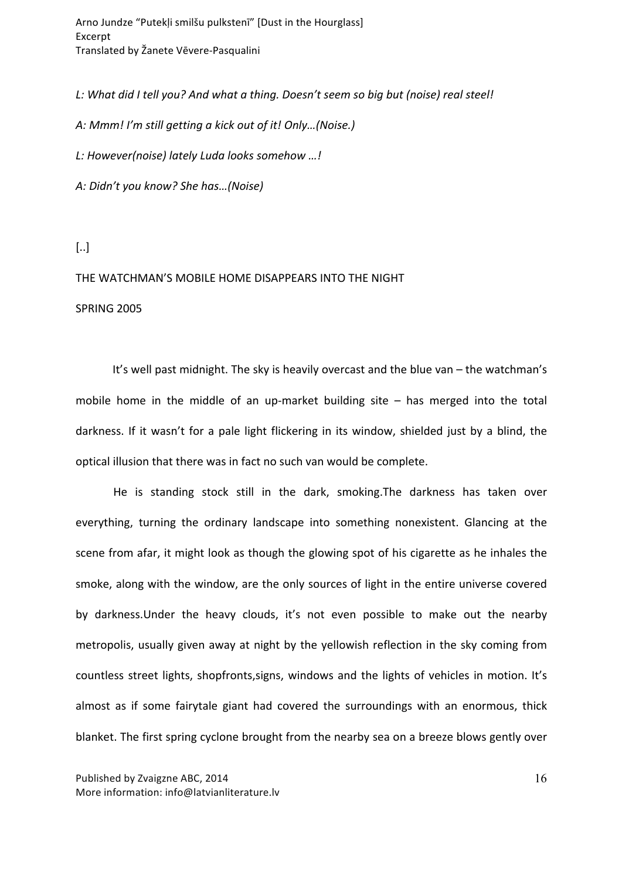*L: What did I tell you? And what a thing. Doesn't seem so big but (noise) real steel!*

*A: Mmm! I'm still getting a kick out of it! Only…(Noise.)*

*L: However(noise) lately Luda looks somehow …!*

*A: Didn't you know? She has…(Noise)*

[..]

THE WATCHMAN'S MOBILE HOME DISAPPEARS INTO THE NIGHT

SPRING 2005

It's well past midnight. The sky is heavily overcast and the blue van – the watchman's mobile home in the middle of an up-market building site – has merged into the total darkness. If it wasn't for a pale light flickering in its window, shielded just by a blind, the optical illusion that there was in fact no such van would be complete.

He is standing stock still in the dark, smoking.The darkness has taken over everything, turning the ordinary landscape into something nonexistent. Glancing at the scene from afar, it might look as though the glowing spot of his cigarette as he inhales the smoke, along with the window, are the only sources of light in the entire universe covered by darkness.Under the heavy clouds, it's not even possible to make out the nearby metropolis, usually given away at night by the yellowish reflection in the sky coming from countless street lights, shopfronts,signs, windows and the lights of vehicles in motion. It's almost as if some fairytale giant had covered the surroundings with an enormous, thick blanket. The first spring cyclone brought from the nearby sea on a breeze blows gently over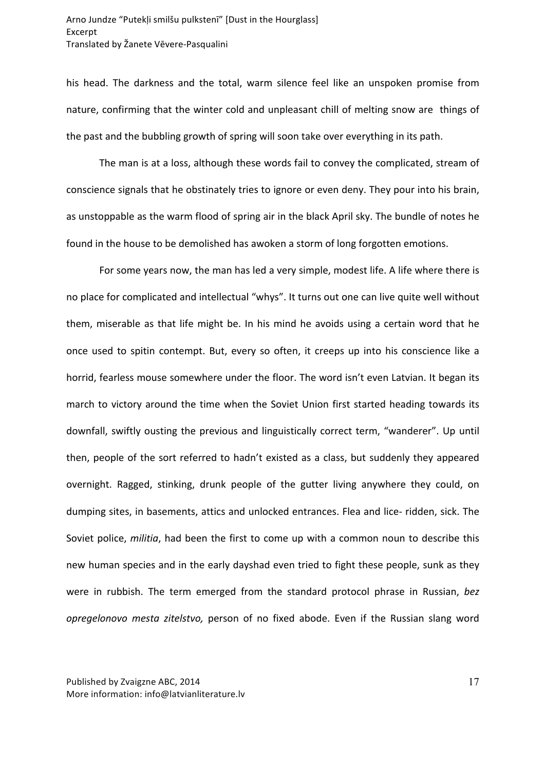his head. The darkness and the total, warm silence feel like an unspoken promise from nature, confirming that the winter cold and unpleasant chill of melting snow are things of the past and the bubbling growth of spring will soon take over everything in its path.

The man is at a loss, although these words fail to convey the complicated, stream of conscience signals that he obstinately tries to ignore or even deny. They pour into his brain, as unstoppable as the warm flood of spring air in the black April sky. The bundle of notes he found in the house to be demolished has awoken a storm of long forgotten emotions.

For some years now, the man has led a very simple, modest life. A life where there is no place for complicated and intellectual "whys". It turns out one can live quite well without them, miserable as that life might be. In his mind he avoids using a certain word that he once used to spitin contempt. But, every so often, it creeps up into his conscience like a horrid, fearless mouse somewhere under the floor. The word isn't even Latvian. It began its march to victory around the time when the Soviet Union first started heading towards its downfall, swiftly ousting the previous and linguistically correct term, "wanderer". Up until then, people of the sort referred to hadn't existed as a class, but suddenly they appeared overnight. Ragged, stinking, drunk people of the gutter living anywhere they could, on dumping sites, in basements, attics and unlocked entrances. Flea and lice- ridden, sick. The Soviet police, *militia*, had been the first to come up with a common noun to describe this new human species and in the early dayshad even tried to fight these people, sunk as they were in rubbish. The term emerged from the standard protocol phrase in Russian, *bez opregelonovo mesta zitelstvo,* person of no fixed abode. Even if the Russian slang word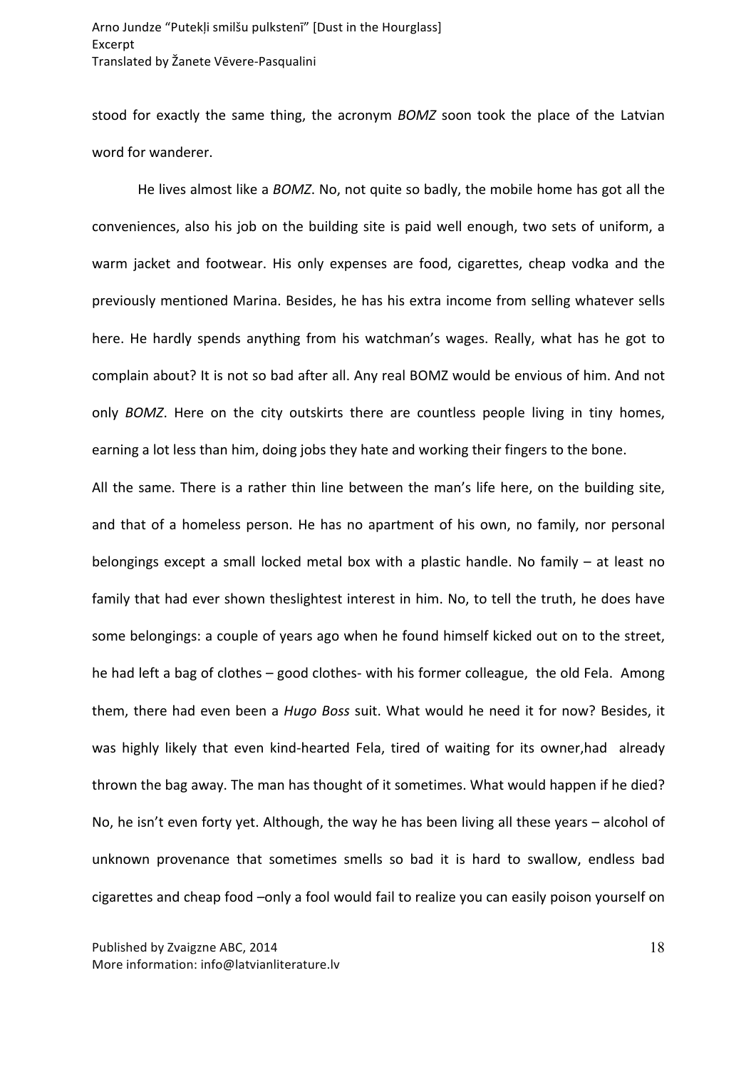stood for exactly the same thing, the acronym *BOMZ* soon took the place of the Latvian word for wanderer.

He lives almost like a *BOMZ*. No, not quite so badly, the mobile home has got all the conveniences, also his job on the building site is paid well enough, two sets of uniform, a warm jacket and footwear. His only expenses are food, cigarettes, cheap vodka and the previously mentioned Marina. Besides, he has his extra income from selling whatever sells here. He hardly spends anything from his watchman's wages. Really, what has he got to complain about? It is not so bad after all. Any real BOMZ would be envious of him. And not only *BOMZ*. Here on the city outskirts there are countless people living in tiny homes, earning a lot less than him, doing jobs they hate and working their fingers to the bone.

All the same. There is a rather thin line between the man's life here, on the building site, and that of a homeless person. He has no apartment of his own, no family, nor personal belongings except a small locked metal box with a plastic handle. No family – at least no family that had ever shown theslightest interest in him. No, to tell the truth, he does have some belongings: a couple of years ago when he found himself kicked out on to the street, he had left a bag of clothes – good clothes- with his former colleague, the old Fela. Among them, there had even been a *Hugo Boss* suit. What would he need it for now? Besides, it was highly likely that even kind-hearted Fela, tired of waiting for its owner,had already thrown the bag away. The man has thought of it sometimes. What would happen if he died? No, he isn't even forty yet. Although, the way he has been living all these years – alcohol of unknown provenance that sometimes smells so bad it is hard to swallow, endless bad cigarettes and cheap food –only a fool would fail to realize you can easily poison yourself on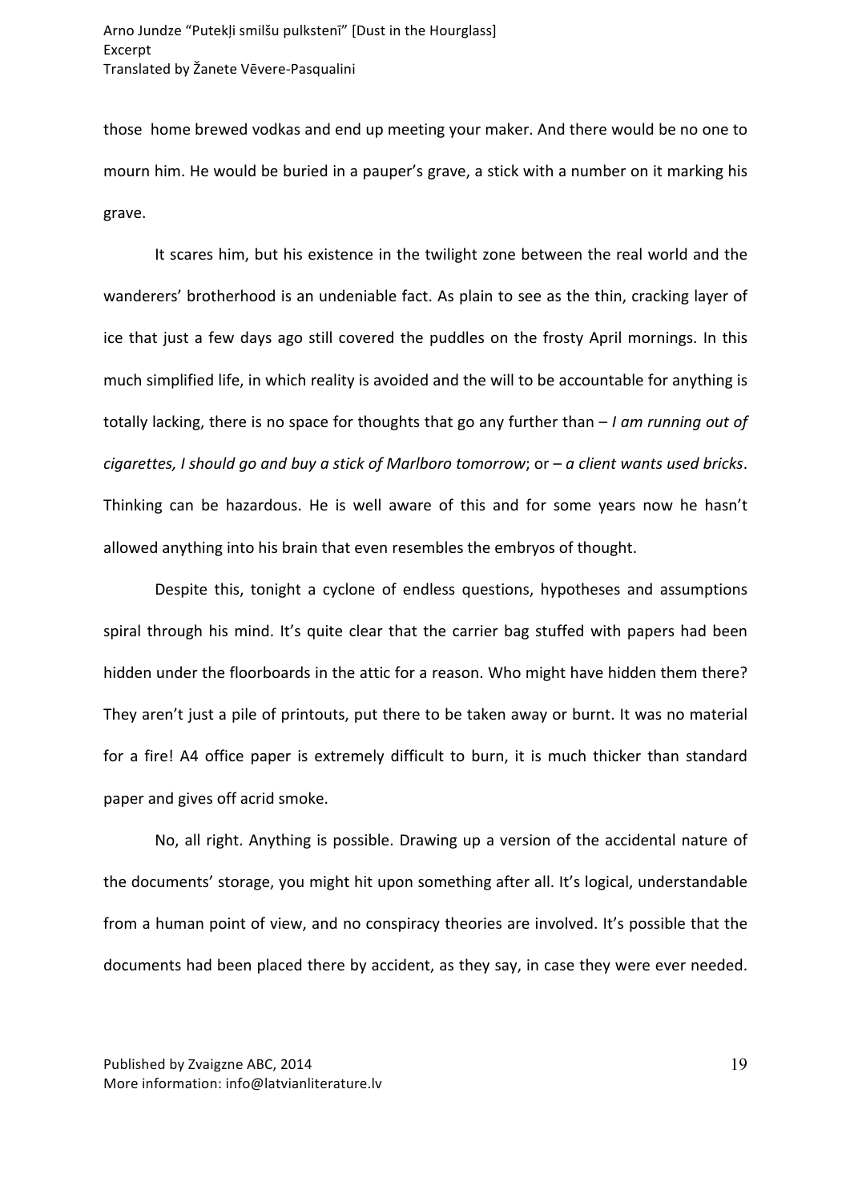those home brewed vodkas and end up meeting your maker. And there would be no one to mourn him. He would be buried in a pauper's grave, a stick with a number on it marking his grave.

It scares him, but his existence in the twilight zone between the real world and the wanderers' brotherhood is an undeniable fact. As plain to see as the thin, cracking layer of ice that just a few days ago still covered the puddles on the frosty April mornings. In this much simplified life, in which reality is avoided and the will to be accountable for anything is totally lacking, there is no space for thoughts that go any further than – *I am running out of cigarettes, I should go and buy a stick of Marlboro tomorrow*; or – *a client wants used bricks*. Thinking can be hazardous. He is well aware of this and for some years now he hasn't allowed anything into his brain that even resembles the embryos of thought.

Despite this, tonight a cyclone of endless questions, hypotheses and assumptions spiral through his mind. It's quite clear that the carrier bag stuffed with papers had been hidden under the floorboards in the attic for a reason. Who might have hidden them there? They aren't just a pile of printouts, put there to be taken away or burnt. It was no material for a fire! A4 office paper is extremely difficult to burn, it is much thicker than standard paper and gives off acrid smoke.

No, all right. Anything is possible. Drawing up a version of the accidental nature of the documents' storage, you might hit upon something after all. It's logical, understandable from a human point of view, and no conspiracy theories are involved. It's possible that the documents had been placed there by accident, as they say, in case they were ever needed.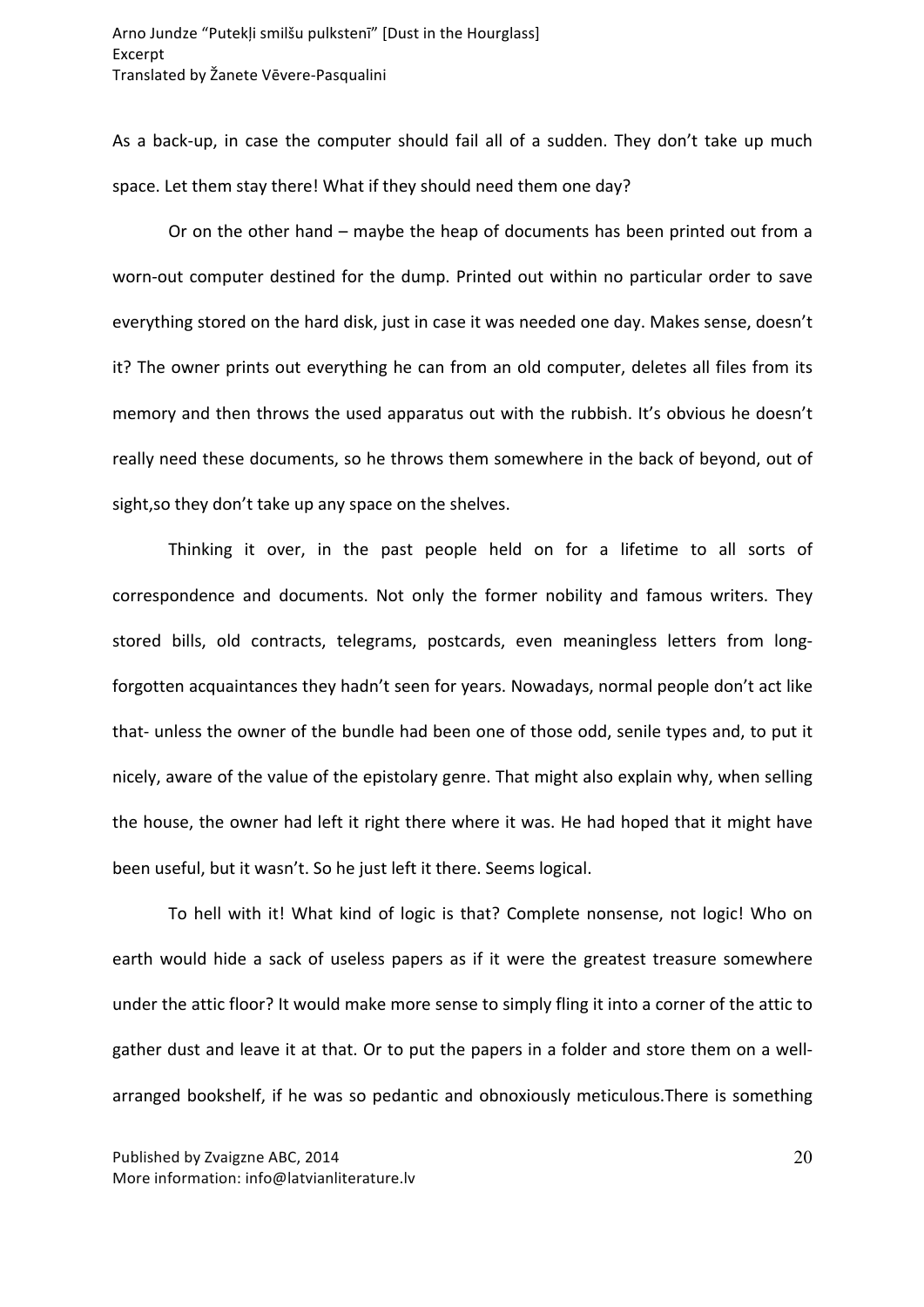As a back-up, in case the computer should fail all of a sudden. They don't take up much space. Let them stay there! What if they should need them one day?

Or on the other hand – maybe the heap of documents has been printed out from a worn-out computer destined for the dump. Printed out within no particular order to save everything stored on the hard disk, just in case it was needed one day. Makes sense, doesn't it? The owner prints out everything he can from an old computer, deletes all files from its memory and then throws the used apparatus out with the rubbish. It's obvious he doesn't really need these documents, so he throws them somewhere in the back of beyond, out of sight,so they don't take up any space on the shelves.

Thinking it over, in the past people held on for a lifetime to all sorts of correspondence and documents. Not only the former nobility and famous writers. They stored bills, old contracts, telegrams, postcards, even meaningless letters from long-forgotten acquaintances they hadn't seen for years. Nowadays, normal people don't act like that- unless the owner of the bundle had been one of those odd, senile types and, to put it nicely, aware of the value of the epistolary genre. That might also explain why, when selling the house, the owner had left it right there where it was. He had hoped that it might have been useful, but it wasn't. So he just left it there. Seems logical.

To hell with it! What kind of logic is that? Complete nonsense, not logic! Who on earth would hide a sack of useless papers as if it were the greatest treasure somewhere under the attic floor? It would make more sense to simply fling it into a corner of the attic to gather dust and leave it at that. Or to put the papers in a folder and store them on a well-arranged bookshelf, if he was so pedantic and obnoxiously meticulous.There is something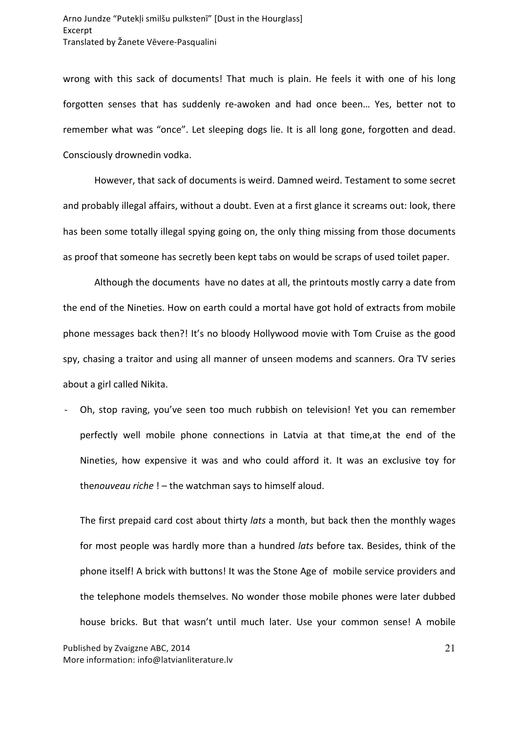wrong with this sack of documents! That much is plain. He feels it with one of his long forgotten senses that has suddenly re-awoken and had once been… Yes, better not to remember what was "once". Let sleeping dogs lie. It is all long gone, forgotten and dead. Consciously drownedin vodka.

However, that sack of documents is weird. Damned weird. Testament to some secret and probably illegal affairs, without a doubt. Even at a first glance it screams out: look, there has been some totally illegal spying going on, the only thing missing from those documents as proof that someone has secretly been kept tabs on would be scraps of used toilet paper.

Although the documents have no dates at all, the printouts mostly carry a date from the end of the Nineties. How on earth could a mortal have got hold of extracts from mobile phone messages back then?! It's no bloody Hollywood movie with Tom Cruise as the good spy, chasing a traitor and using all manner of unseen modems and scanners. Ora TV series about a girl called Nikita.

- Oh, stop raving, you've seen too much rubbish on television! Yet you can remember perfectly well mobile phone connections in Latvia at that time,at the end of the Nineties, how expensive it was and who could afford it. It was an exclusive toy for the*nouveau riche* ! – the watchman says to himself aloud.

  The first prepaid card cost about thirty *lats* a month, but back then the monthly wages for most people was hardly more than a hundred *lats* before tax. Besides, think of the phone itself! A brick with buttons! It was the Stone Age of mobile service providers and the telephone models themselves. No wonder those mobile phones were later dubbed house bricks. But that wasn't until much later. Use your common sense! A mobile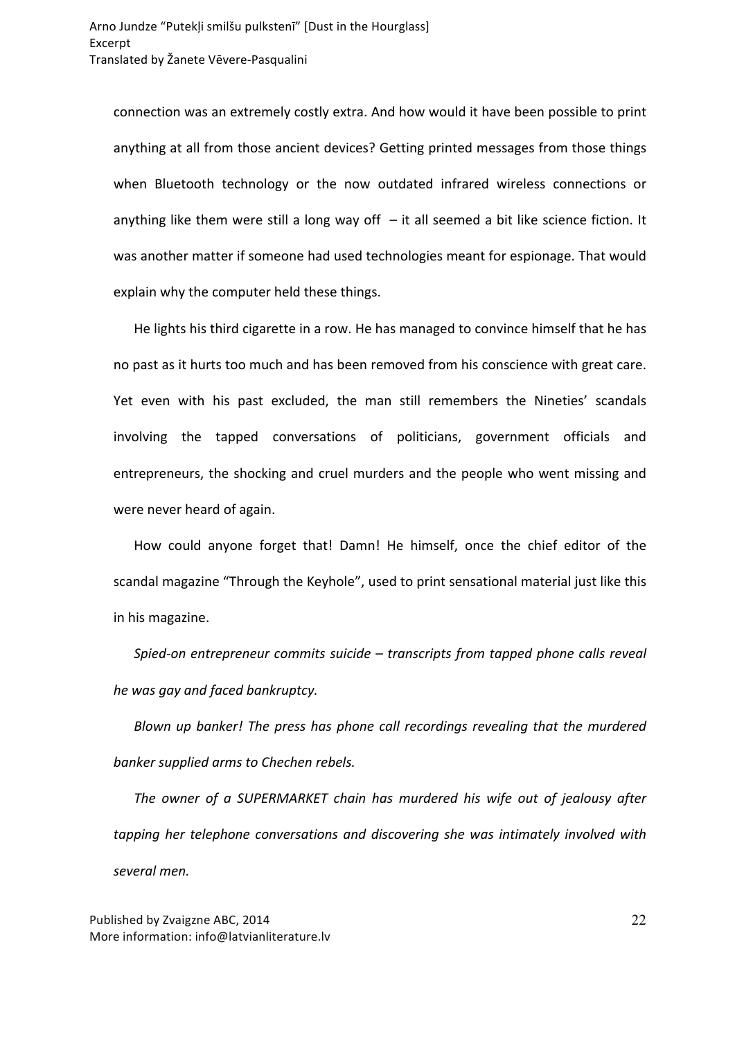connection was an extremely costly extra. And how would it have been possible to print anything at all from those ancient devices? Getting printed messages from those things when Bluetooth technology or the now outdated infrared wireless connections or anything like them were still a long way off – it all seemed a bit like science fiction. It was another matter if someone had used technologies meant for espionage. That would explain why the computer held these things.

He lights his third cigarette in a row. He has managed to convince himself that he has no past as it hurts too much and has been removed from his conscience with great care. Yet even with his past excluded, the man still remembers the Nineties' scandals involving the tapped conversations of politicians, government officials and entrepreneurs, the shocking and cruel murders and the people who went missing and were never heard of again.

How could anyone forget that! Damn! He himself, once the chief editor of the scandal magazine "Through the Keyhole", used to print sensational material just like this in his magazine.

*Spied-on entrepreneur commits suicide – transcripts from tapped phone calls reveal he was gay and faced bankruptcy.*

*Blown up banker! The press has phone call recordings revealing that the murdered banker supplied arms to Chechen rebels.*

*The owner of a SUPERMARKET chain has murdered his wife out of jealousy after tapping her telephone conversations and discovering she was intimately involved with several men.*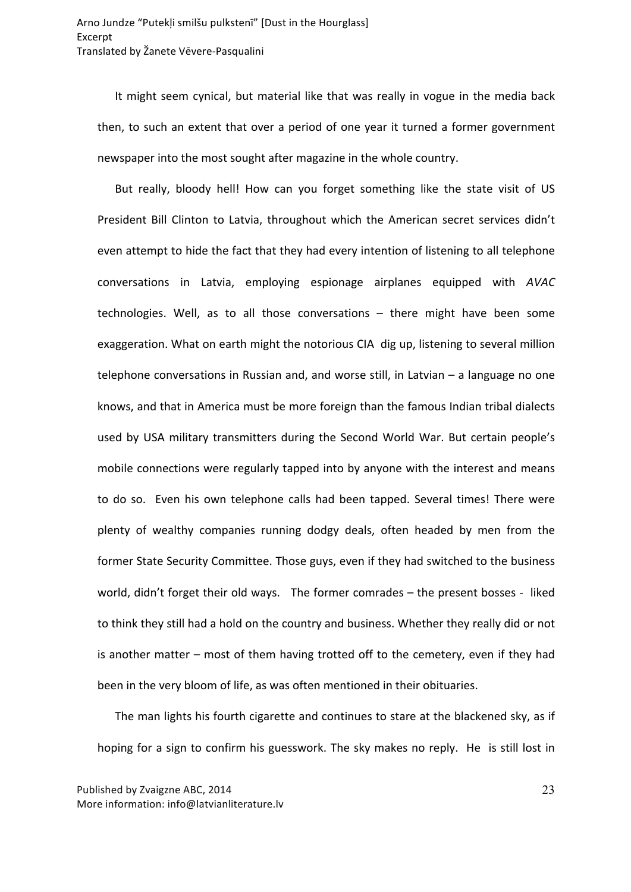It might seem cynical, but material like that was really in vogue in the media back then, to such an extent that over a period of one year it turned a former government newspaper into the most sought after magazine in the whole country.

But really, bloody hell! How can you forget something like the state visit of US President Bill Clinton to Latvia, throughout which the American secret services didn't even attempt to hide the fact that they had every intention of listening to all telephone conversations in Latvia, employing espionage airplanes equipped with *AVAC* technologies. Well, as to all those conversations – there might have been some exaggeration. What on earth might the notorious CIA dig up, listening to several million telephone conversations in Russian and, and worse still, in Latvian – a language no one knows, and that in America must be more foreign than the famous Indian tribal dialects used by USA military transmitters during the Second World War. But certain people's mobile connections were regularly tapped into by anyone with the interest and means to do so. Even his own telephone calls had been tapped. Several times! There were plenty of wealthy companies running dodgy deals, often headed by men from the former State Security Committee. Those guys, even if they had switched to the business world, didn't forget their old ways. The former comrades – the present bosses - liked to think they still had a hold on the country and business. Whether they really did or not is another matter – most of them having trotted off to the cemetery, even if they had been in the very bloom of life, as was often mentioned in their obituaries.

The man lights his fourth cigarette and continues to stare at the blackened sky, as if hoping for a sign to confirm his guesswork. The sky makes no reply. He is still lost in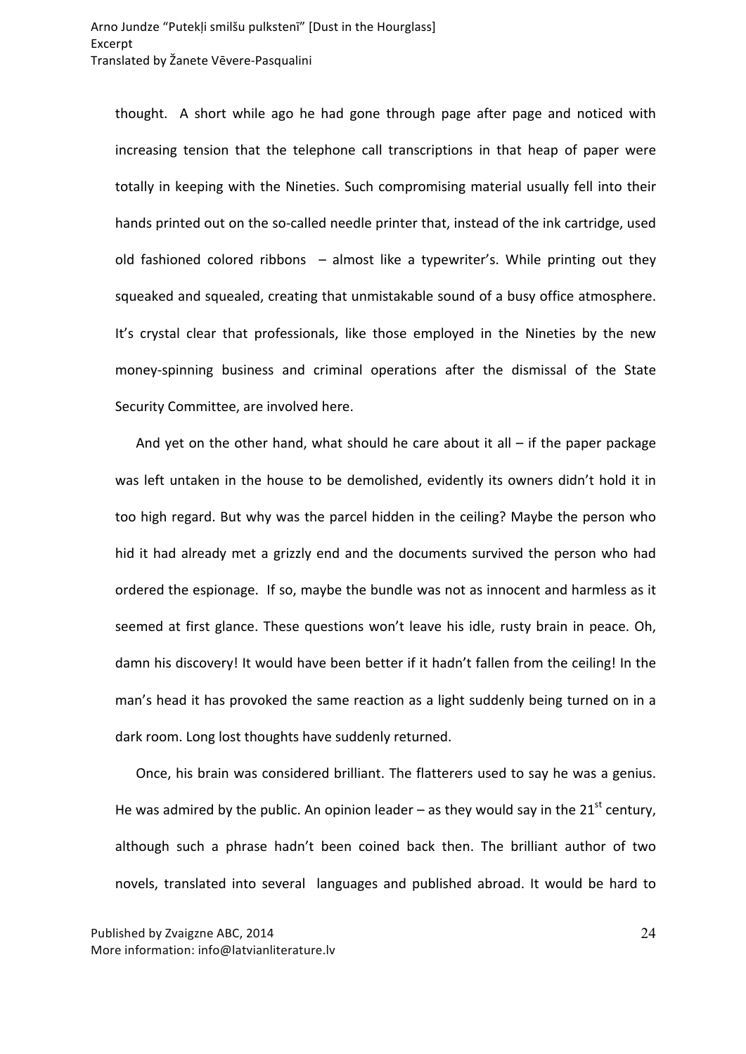thought. A short while ago he had gone through page after page and noticed with increasing tension that the telephone call transcriptions in that heap of paper were totally in keeping with the Nineties. Such compromising material usually fell into their hands printed out on the so-called needle printer that, instead of the ink cartridge, used old fashioned colored ribbons – almost like a typewriter's. While printing out they squeaked and squealed, creating that unmistakable sound of a busy office atmosphere. It's crystal clear that professionals, like those employed in the Nineties by the new money-spinning business and criminal operations after the dismissal of the State Security Committee, are involved here.

And yet on the other hand, what should he care about it all – if the paper package was left untaken in the house to be demolished, evidently its owners didn't hold it in too high regard. But why was the parcel hidden in the ceiling? Maybe the person who hid it had already met a grizzly end and the documents survived the person who had ordered the espionage. If so, maybe the bundle was not as innocent and harmless as it seemed at first glance. These questions won't leave his idle, rusty brain in peace. Oh, damn his discovery! It would have been better if it hadn't fallen from the ceiling! In the man's head it has provoked the same reaction as a light suddenly being turned on in a dark room. Long lost thoughts have suddenly returned.

Once, his brain was considered brilliant. The flatterers used to say he was a genius. He was admired by the public. An opinion leader – as they would say in the 21st century, although such a phrase hadn't been coined back then. The brilliant author of two novels, translated into several languages and published abroad. It would be hard to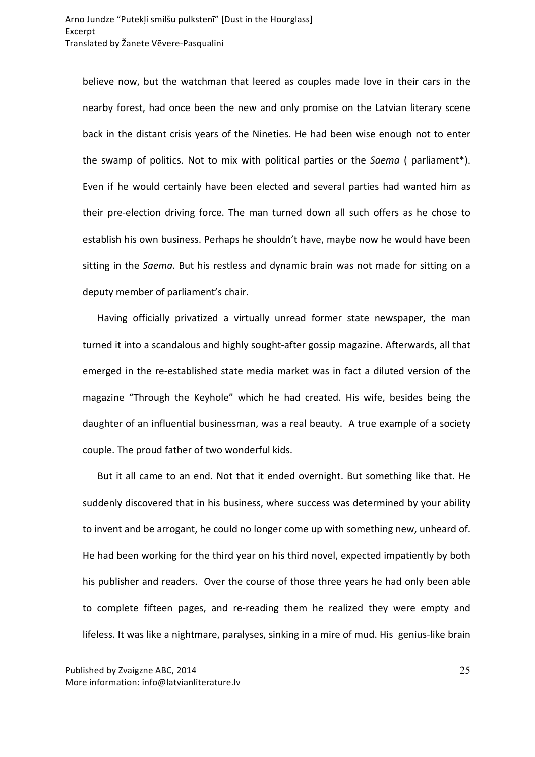believe now, but the watchman that leered as couples made love in their cars in the nearby forest, had once been the new and only promise on the Latvian literary scene back in the distant crisis years of the Nineties. He had been wise enough not to enter the swamp of politics. Not to mix with political parties or the *Saema* ( parliament*). Even if he would certainly have been elected and several parties had wanted him as their pre-election driving force. The man turned down all such offers as he chose to establish his own business. Perhaps he shouldn't have, maybe now he would have been sitting in the *Saema*. But his restless and dynamic brain was not made for sitting on a deputy member of parliament's chair.

Having officially privatized a virtually unread former state newspaper, the man turned it into a scandalous and highly sought-after gossip magazine. Afterwards, all that emerged in the re-established state media market was in fact a diluted version of the magazine "Through the Keyhole" which he had created. His wife, besides being the daughter of an influential businessman, was a real beauty. A true example of a society couple. The proud father of two wonderful kids.

But it all came to an end. Not that it ended overnight. But something like that. He suddenly discovered that in his business, where success was determined by your ability to invent and be arrogant, he could no longer come up with something new, unheard of. He had been working for the third year on his third novel, expected impatiently by both his publisher and readers. Over the course of those three years he had only been able to complete fifteen pages, and re-reading them he realized they were empty and lifeless. It was like a nightmare, paralyses, sinking in a mire of mud. His genius-like brain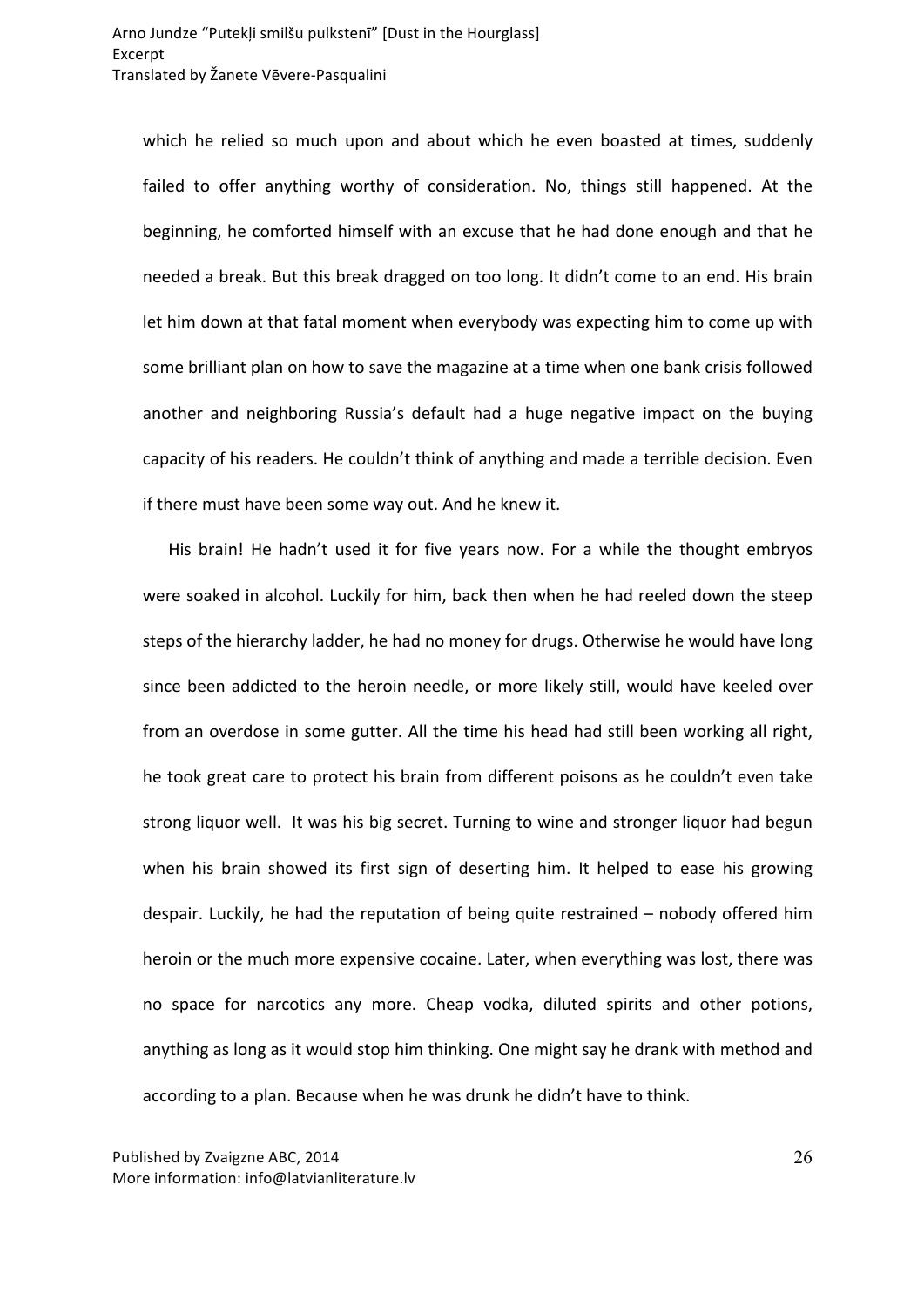which he relied so much upon and about which he even boasted at times, suddenly failed to offer anything worthy of consideration. No, things still happened. At the beginning, he comforted himself with an excuse that he had done enough and that he needed a break. But this break dragged on too long. It didn't come to an end. His brain let him down at that fatal moment when everybody was expecting him to come up with some brilliant plan on how to save the magazine at a time when one bank crisis followed another and neighboring Russia's default had a huge negative impact on the buying capacity of his readers. He couldn't think of anything and made a terrible decision. Even if there must have been some way out. And he knew it.

His brain! He hadn't used it for five years now. For a while the thought embryos were soaked in alcohol. Luckily for him, back then when he had reeled down the steep steps of the hierarchy ladder, he had no money for drugs. Otherwise he would have long since been addicted to the heroin needle, or more likely still, would have keeled over from an overdose in some gutter. All the time his head had still been working all right, he took great care to protect his brain from different poisons as he couldn't even take strong liquor well. It was his big secret. Turning to wine and stronger liquor had begun when his brain showed its first sign of deserting him. It helped to ease his growing despair. Luckily, he had the reputation of being quite restrained – nobody offered him heroin or the much more expensive cocaine. Later, when everything was lost, there was no space for narcotics any more. Cheap vodka, diluted spirits and other potions, anything as long as it would stop him thinking. One might say he drank with method and according to a plan. Because when he was drunk he didn't have to think.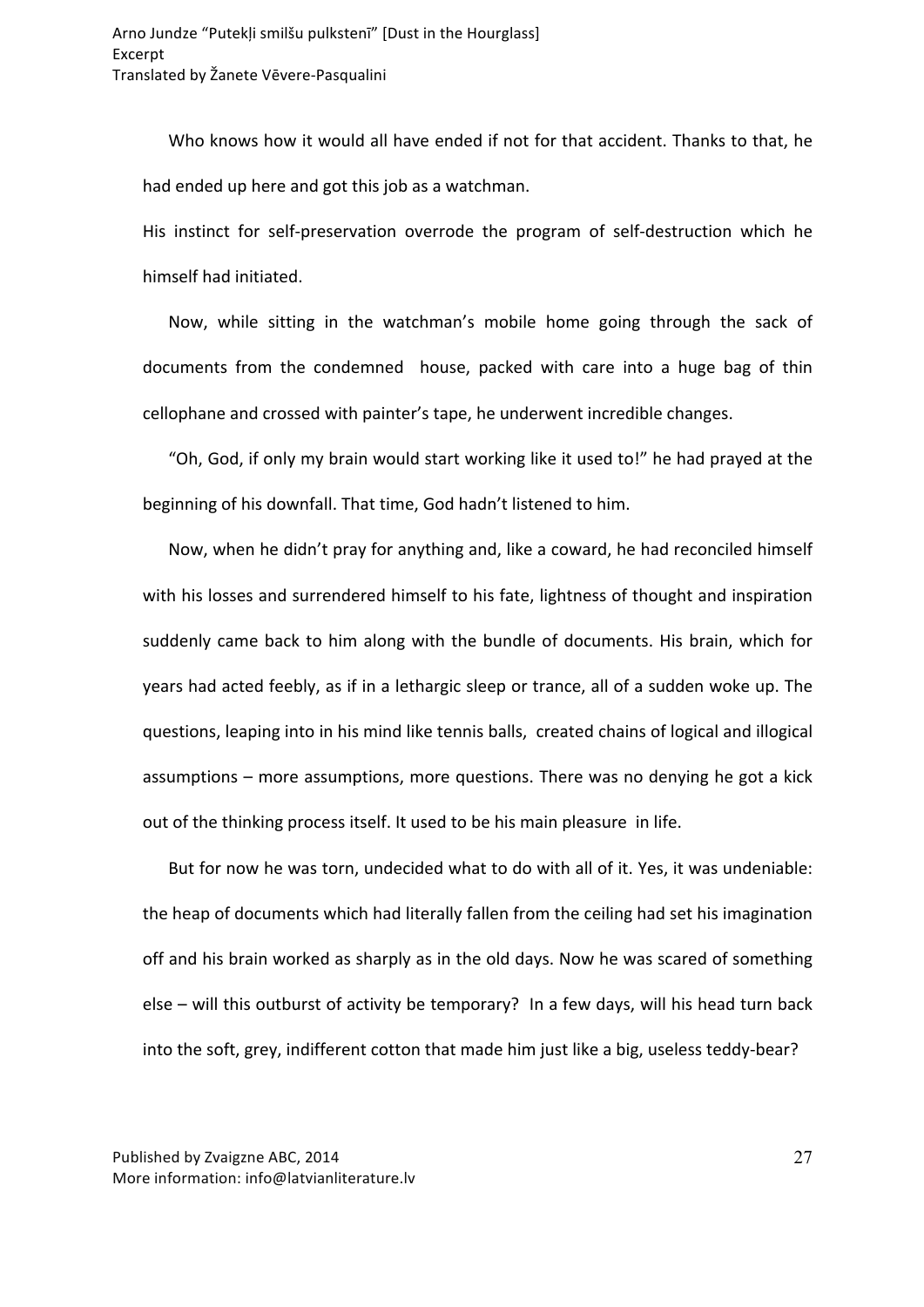Who knows how it would all have ended if not for that accident. Thanks to that, he had ended up here and got this job as a watchman.

His instinct for self-preservation overrode the program of self-destruction which he himself had initiated.

Now, while sitting in the watchman's mobile home going through the sack of documents from the condemned house, packed with care into a huge bag of thin cellophane and crossed with painter's tape, he underwent incredible changes.

"Oh, God, if only my brain would start working like it used to!" he had prayed at the beginning of his downfall. That time, God hadn't listened to him.

Now, when he didn't pray for anything and, like a coward, he had reconciled himself with his losses and surrendered himself to his fate, lightness of thought and inspiration suddenly came back to him along with the bundle of documents. His brain, which for years had acted feebly, as if in a lethargic sleep or trance, all of a sudden woke up. The questions, leaping into in his mind like tennis balls, created chains of logical and illogical assumptions – more assumptions, more questions. There was no denying he got a kick out of the thinking process itself. It used to be his main pleasure in life.

But for now he was torn, undecided what to do with all of it. Yes, it was undeniable: the heap of documents which had literally fallen from the ceiling had set his imagination off and his brain worked as sharply as in the old days. Now he was scared of something else – will this outburst of activity be temporary? In a few days, will his head turn back into the soft, grey, indifferent cotton that made him just like a big, useless teddy-bear?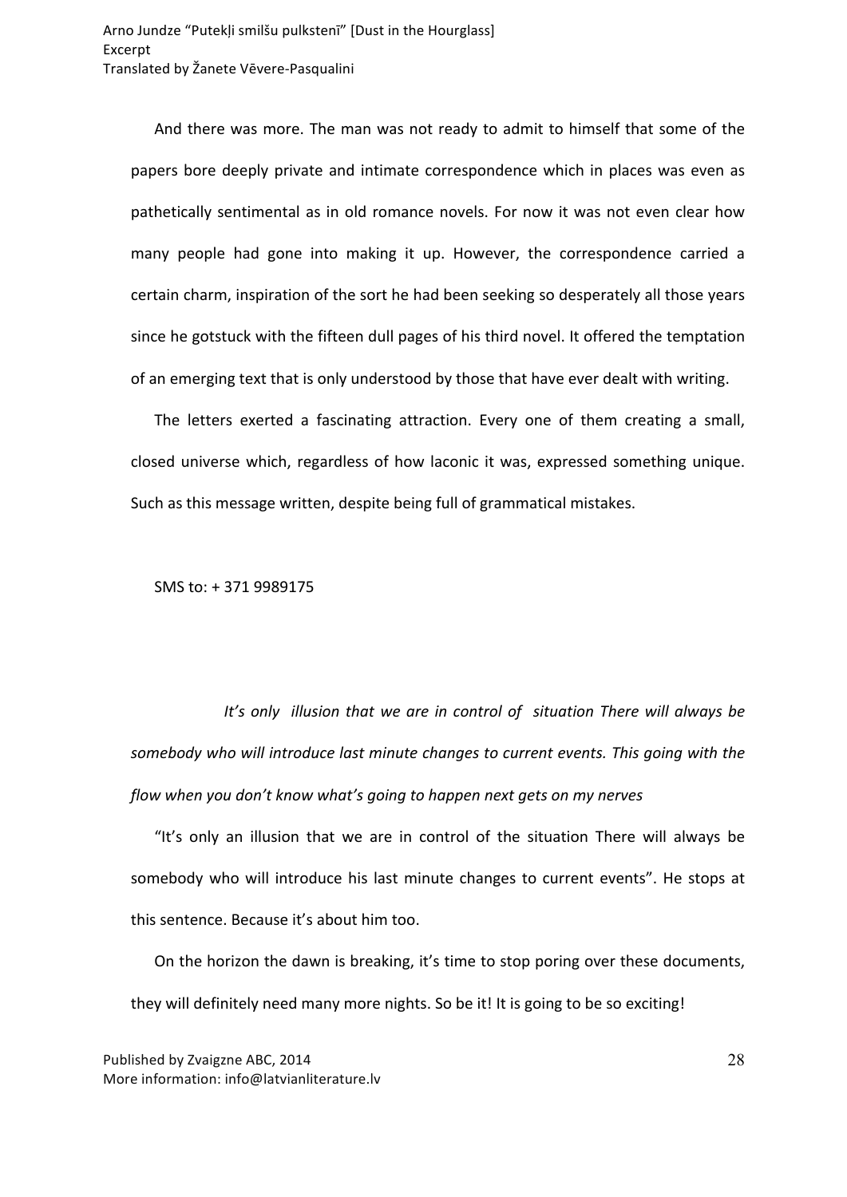And there was more. The man was not ready to admit to himself that some of the papers bore deeply private and intimate correspondence which in places was even as pathetically sentimental as in old romance novels. For now it was not even clear how many people had gone into making it up. However, the correspondence carried a certain charm, inspiration of the sort he had been seeking so desperately all those years since he gotstuck with the fifteen dull pages of his third novel. It offered the temptation of an emerging text that is only understood by those that have ever dealt with writing.

The letters exerted a fascinating attraction. Every one of them creating a small, closed universe which, regardless of how laconic it was, expressed something unique. Such as this message written, despite being full of grammatical mistakes.

SMS to: + 371 9989175

*It's only  illusion that we are in control of  situation There will always be somebody who will introduce last minute changes to current events. This going with the flow when you don't know what's going to happen next gets on my nerves*

"It's only an illusion that we are in control of the situation There will always be somebody who will introduce his last minute changes to current events". He stops at this sentence. Because it's about him too.

On the horizon the dawn is breaking, it's time to stop poring over these documents, they will definitely need many more nights. So be it! It is going to be so exciting!